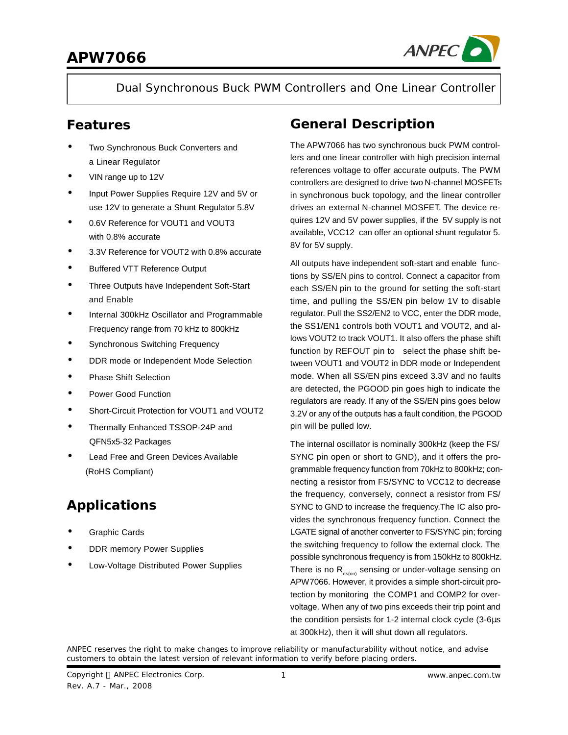# APW7066

Dual Synchronous Buck PWM Controllers and One Linear Controller

## Features

- Two Synchronous Buck Converters and a Linear Regulator
- VIN range up to 12V
- Input Power Supplies Require 12V and 5V or use 12V to generate a Shunt Regulator 5.8V
- 0.6V Reference for VOUT1 and VOUT3 with 0.8% accurate
- 3.3V Reference for VOUT2 with 0.8% accurate
- Buffered VTT Reference Output
- Three Outputs have Independent Soft-Start and Enable
- Internal 300kHz Oscillator and Programmable Frequency range from 70 kHz to 800kHz
- Synchronous Switching Frequency
- DDR mode or Independent Mode Selection
- Phase Shift Selection
- Power Good Function
- Short-Circuit Protection for VOUT1 and VOUT2
- Thermally Enhanced TSSOP-24P and QFN5x5-32 Packages
- Lead Free and Green Devices Available (RoHS Compliant)

## Applications

- Graphic Cards
- DDR memory Power Supplies
- Low-Voltage Distributed Power Supplies

## General Description

The APW7066 has two synchronous buck PWM controllers and one linear controller with high precision internal references voltage to offer accurate outputs. The PWM controllers are designed to drive two N-channel MOSFETs in synchronous buck topology, and the linear controller drives an external N-channel MOSFET. The device requires 12V and 5V power supplies, if the 5V supply is not available, VCC12 can offer an optional shunt regulator 5.8V for 5V supply.

All outputs have independent soft-start and enable functions by SS/EN pins to control. Connect a capacitor from each SS/EN pin to the ground for setting the soft-start time, and pulling the SS/EN pin below 1V to disable regulator. Pull the SS2/EN2 to VCC, enter the DDR mode, the SS1/EN1 controls both VOUT1 and VOUT2, and allows VOUT2 to track VOUT1. It also offers the phase shift function by REFOUT pin to select the phase shift between VOUT1 and VOUT2 in DDR mode or Independent mode. When all SS/EN pins exceed 3.3V and no faults are detected, the PGOOD pin goes high to indicate the regulators are ready. If any of the SS/EN pins goes below 3.2V or any of the outputs has a fault condition, the PGOOD pin will be pulled low.

The internal oscillator is nominally 300kHz (keep the FS/SYNC pin open or short to GND), and it offers the programmable frequency function from 70kHz to 800kHz; connecting a resistor from FS/SYNC to VCC12 to decrease the frequency, conversely, connect a resistor from FS/SYNC to GND to increase the frequency.The IC also provides the synchronous frequency function. Connect the LGATE signal of another converter to FS/SYNC pin; forcing the switching frequency to follow the external clock. The possible synchronous frequency is from 150kHz to 800kHz. There is no $R_{ds(on)}$ sensing or under-voltage sensing on APW7066. However, it provides a simple short-circuit protection by monitoring the COMP1 and COMP2 for over-voltage. When any of two pins exceeds their trip point and the condition persists for 1-2 internal clock cycle (3-6μs at 300kHz), then it will shut down all regulators.

ANPEC reserves the right to make changes to improve reliability or manufacturability without notice, and advise customers to obtain the latest version of relevant information to verify before placing orders.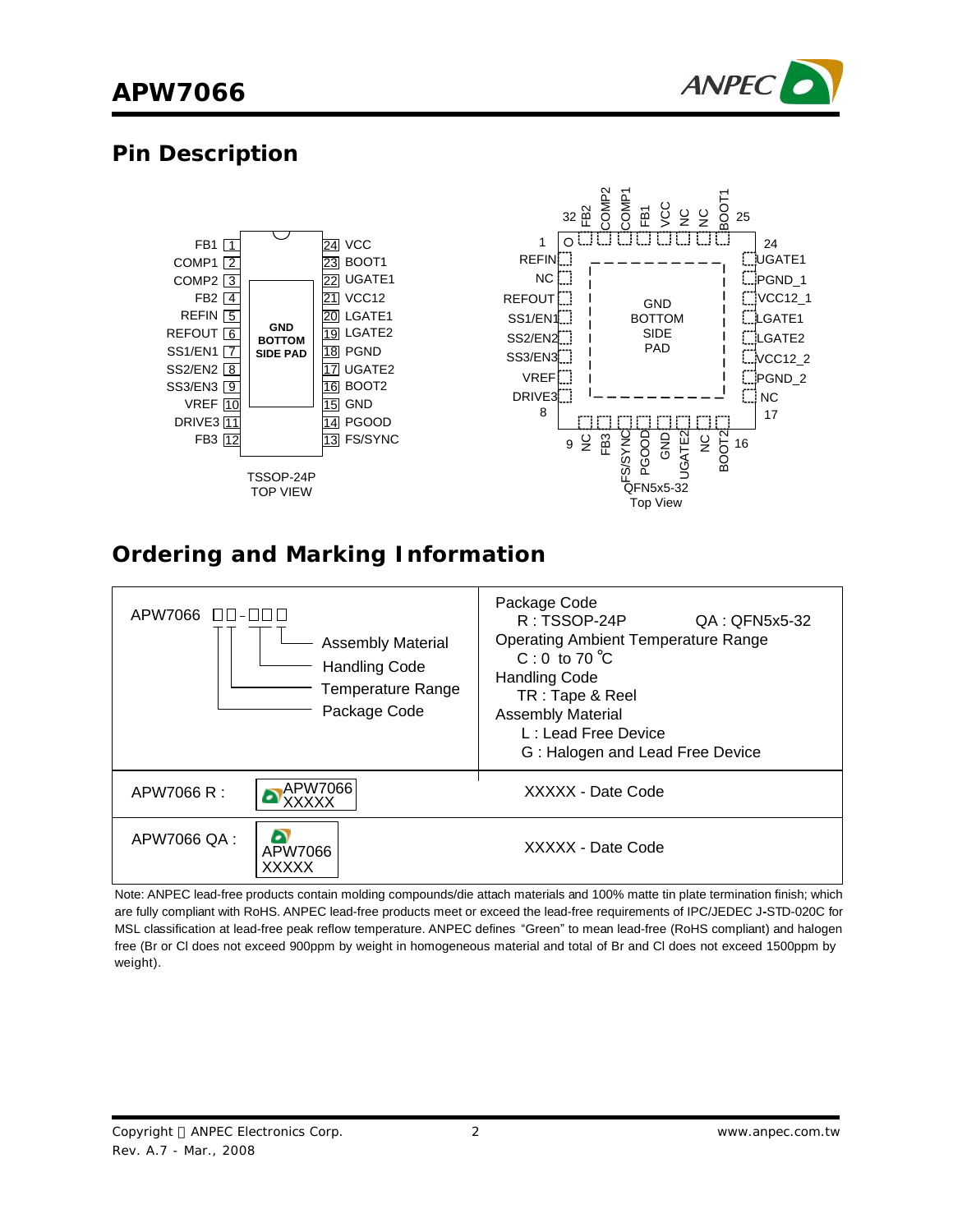## Pin Description

TSSOP-24P TOP VIEW

| Pin | Name | Pin | Name |
|---|---|---|---|
| 1 | FB1 | 24 | VCC |
| 2 | COMP1 | 23 | BOOT1 |
| 3 | COMP2 | 22 | UGATE1 |
| 4 | FB2 | 21 | VCC12 |
| 5 | REFIN | 20 | LGATE1 |
| 6 | REFOUT | 19 | LGATE2 |
| 7 | SS1/EN1 | 18 | PGND |
| 8 | SS2/EN2 | 17 | UGATE2 |
| 9 | SS3/EN3 | 16 | BOOT2 |
| 10 | VREF | 15 | GND |
| 11 | DRIVE3 | 14 | PGOOD |
| 12 | FB3 | 13 | FS/SYNC |

GND BOTTOM SIDE PAD

QFN5x5-32 Top View

| Pin | Name | Pin | Name |
|---|---|---|---|
| 1 | REFIN | 17 | NC |
| 2 | NC | 18 | PGND_2 |
| 3 | REFOUT | 19 | VCC12_2 |
| 4 | SS1/EN1 | 20 | LGATE2 |
| 5 | SS2/EN2 | 21 | LGATE1 |
| 6 | SS3/EN3 | 22 | VCC12_1 |
| 7 | VREF | 23 | PGND_1 |
| 8 | DRIVE3 | 24 | UGATE1 |
| 9 | NC | 25 | BOOT1 |
| 10 | FB3 | 26 | NC |
| 11 | FS/SYNC | 27 | NC |
| 12 | PGOOD | 28 | VCC |
| 13 | GND | 29 | FB1 |
| 14 | UGATE2 | 30 | COMP1 |
| 15 | NC | 31 | COMP2 |
| 16 | BOOT2 | 32 | FB2 |

GND BOTTOM SIDE PAD

## Ordering and Marking Information

| APW7066 □□-□□□ | |
|---|---|
| Assembly Material<br>Handling Code<br>Temperature Range<br>Package Code | Package Code<br>R : TSSOP-24P QA : QFN5x5-32<br>Operating Ambient Temperature Range<br>C : 0 to 70 °C<br>Handling Code<br>TR : Tape & Reel<br>Assembly Material<br>L : Lead Free Device<br>G : Halogen and Lead Free Device |
| APW7066 R : APW7066 XXXXX | XXXXX - Date Code |
| APW7066 QA : APW7066 XXXXX | XXXXX - Date Code |

Note: ANPEC lead-free products contain molding compounds/die attach materials and 100% matte tin plate termination finish; which are fully compliant with RoHS. ANPEC lead-free products meet or exceed the lead-free requirements of IPC/JEDEC J-STD-020C for MSL classification at lead-free peak reflow temperature. ANPEC defines "Green" to mean lead-free (RoHS compliant) and halogen free (Br or Cl does not exceed 900ppm by weight in homogeneous material and total of Br and Cl does not exceed 1500ppm by weight).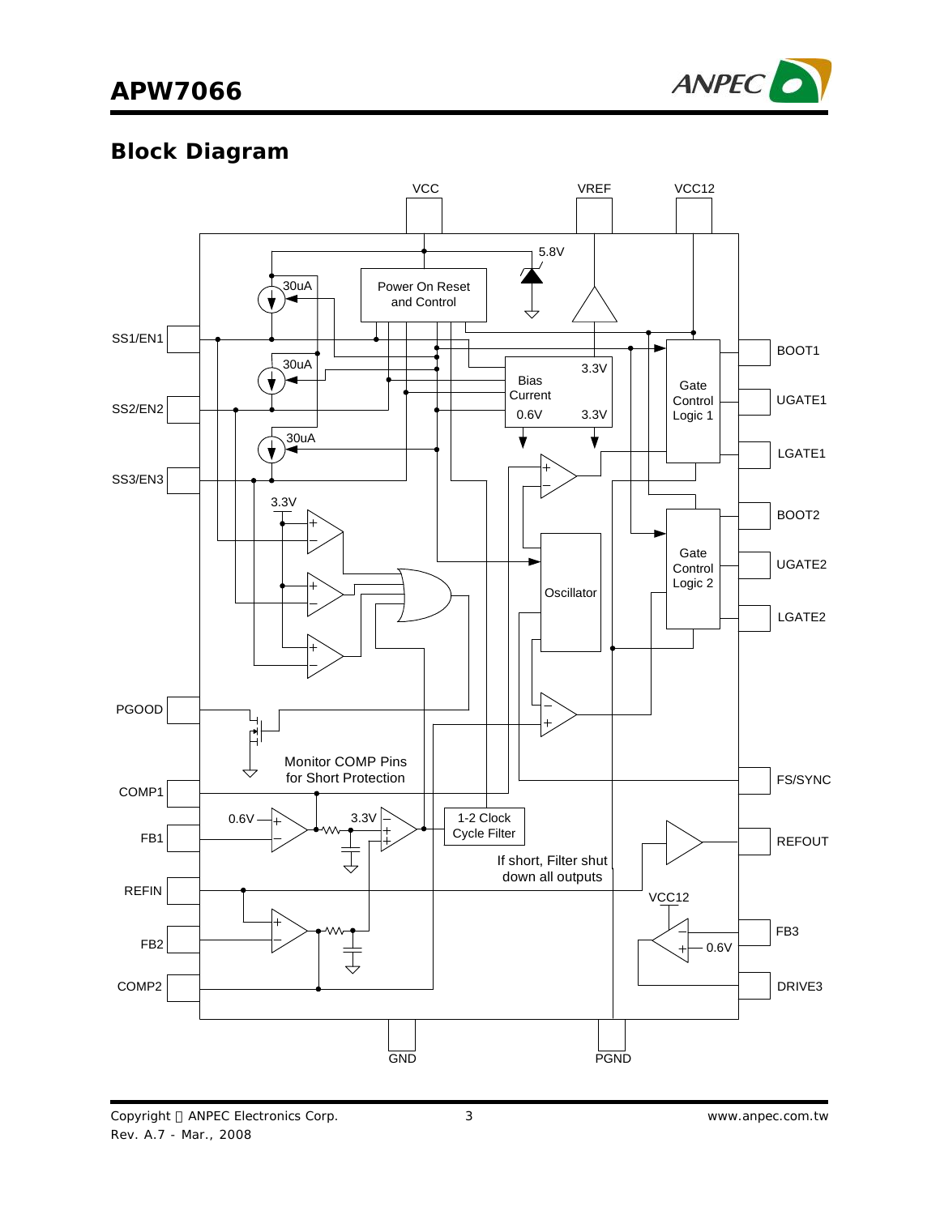## Block Diagram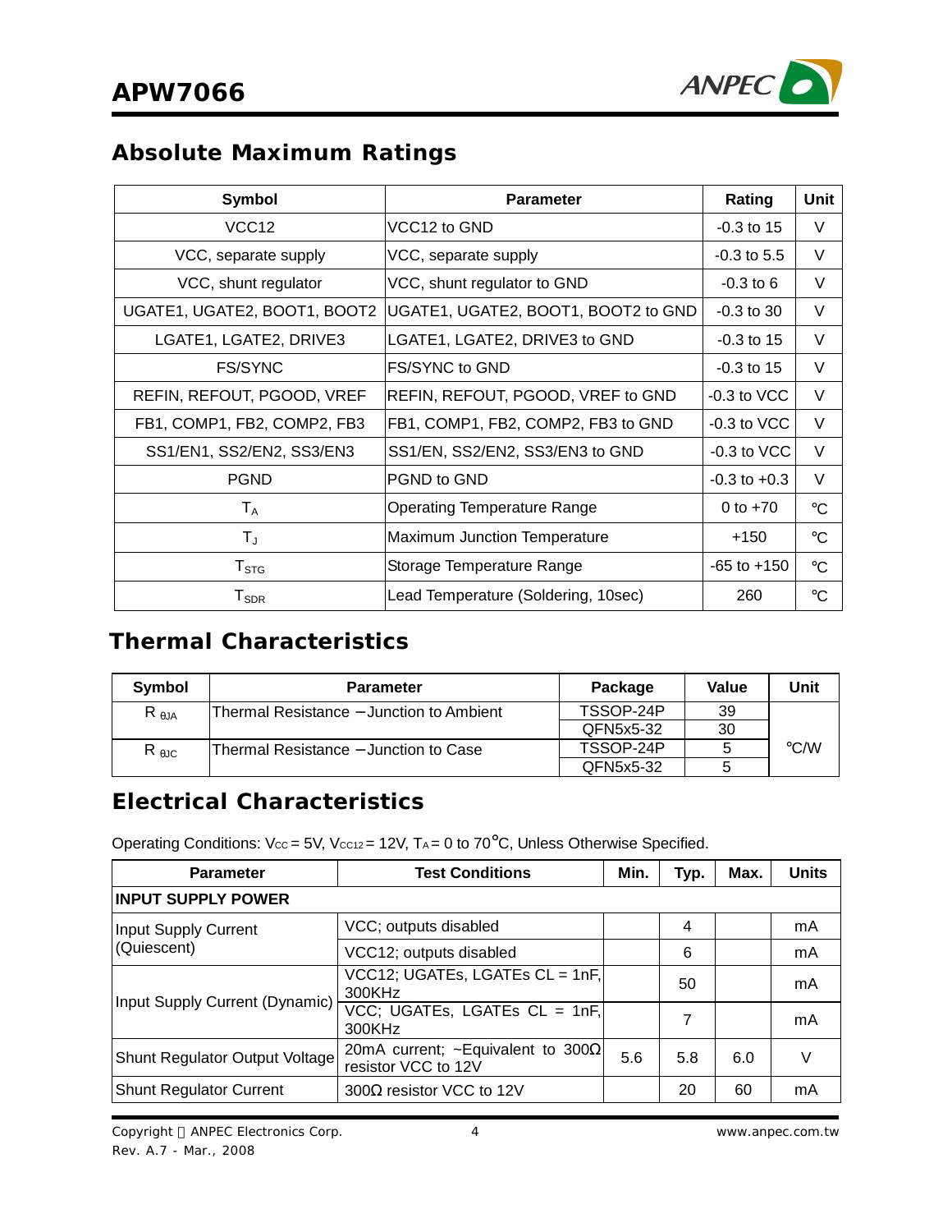## Absolute Maximum Ratings

| Symbol | Parameter | Rating | Unit |
|---|---|---|---|
| VCC12 | VCC12 to GND | -0.3 to 15 | V |
| VCC, separate supply | VCC, separate supply | -0.3 to 5.5 | V |
| VCC, shunt regulator | VCC, shunt regulator to GND | -0.3 to 6 | V |
| UGATE1, UGATE2, BOOT1, BOOT2 | UGATE1, UGATE2, BOOT1, BOOT2 to GND | -0.3 to 30 | V |
| LGATE1, LGATE2, DRIVE3 | LGATE1, LGATE2, DRIVE3 to GND | -0.3 to 15 | V |
| FS/SYNC | FS/SYNC to GND | -0.3 to 15 | V |
| REFIN, REFOUT, PGOOD, VREF | REFIN, REFOUT, PGOOD, VREF to GND | -0.3 to VCC | V |
| FB1, COMP1, FB2, COMP2, FB3 | FB1, COMP1, FB2, COMP2, FB3 to GND | -0.3 to VCC | V |
| SS1/EN1, SS2/EN2, SS3/EN3 | SS1/EN, SS2/EN2, SS3/EN3 to GND | -0.3 to VCC | V |
| PGND | PGND to GND | -0.3 to +0.3 | V |
| $T_A$ | Operating Temperature Range | 0 to +70 | °C |
| $T_J$ | Maximum Junction Temperature | +150 | °C |
| $T_{STG}$ | Storage Temperature Range | -65 to +150 | °C |
| $T_{SDR}$ | Lead Temperature (Soldering, 10sec) | 260 | °C |

## Thermal Characteristics

| Symbol | Parameter | Package | Value | Unit |
|---|---|---|---|---|
| $R_{\theta JA}$ | Thermal Resistance – Junction to Ambient | TSSOP-24P | 39 | °C/W |
| | | QFN5x5-32 | 30 | |
| $R_{\theta JC}$ | Thermal Resistance – Junction to Case | TSSOP-24P | 5 | |
| | | QFN5x5-32 | 5 | |

## Electrical Characteristics

Operating Conditions: $V_{CC}$ = 5V, $V_{CC12}$ = 12V, $T_A$ = 0 to 70°C, Unless Otherwise Specified.

| Parameter | Test Conditions | Min. | Typ. | Max. | Units |
|---|---|---|---|---|---|
| **INPUT SUPPLY POWER** | | | | | |
| Input Supply Current (Quiescent) | VCC; outputs disabled | | 4 | | mA |
| | VCC12; outputs disabled | | 6 | | mA |
| Input Supply Current (Dynamic) | VCC12; UGATEs, LGATEs CL = 1nF, 300KHz | | 50 | | mA |
| | VCC; UGATEs, LGATEs CL = 1nF, 300KHz | | 7 | | mA |
| Shunt Regulator Output Voltage | 20mA current; ~Equivalent to 300Ω resistor VCC to 12V | 5.6 | 5.8 | 6.0 | V |
| Shunt Regulator Current | 300Ω resistor VCC to 12V | | 20 | 60 | mA |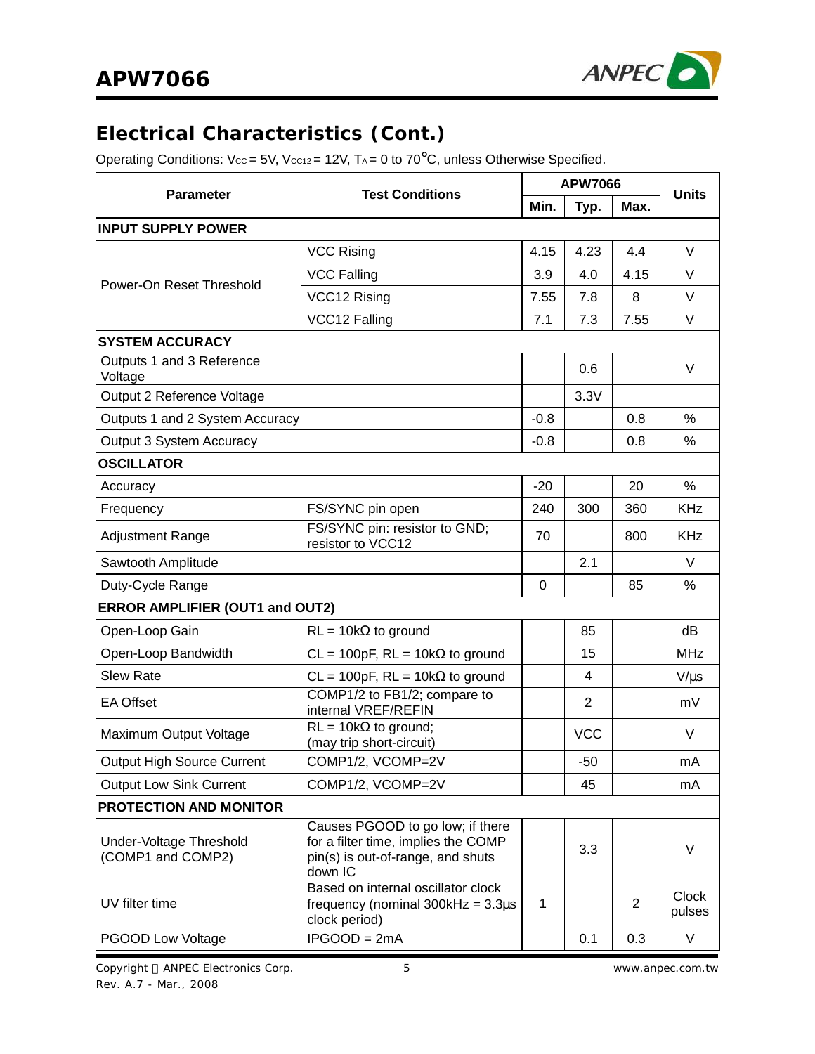## Electrical Characteristics (Cont.)

Operating Conditions: $V_{CC}$ = 5V, $V_{CC12}$ = 12V, $T_A$ = 0 to 70°C, unless Otherwise Specified.

| Parameter | Test Conditions | APW7066 | | | Units |
|---|---|---|---|---|---|
| | | Min. | Typ. | Max. | |
| **INPUT SUPPLY POWER** | | | | | |
| Power-On Reset Threshold | VCC Rising | 4.15 | 4.23 | 4.4 | V |
| | VCC Falling | 3.9 | 4.0 | 4.15 | V |
| | VCC12 Rising | 7.55 | 7.8 | 8 | V |
| | VCC12 Falling | 7.1 | 7.3 | 7.55 | V |
| **SYSTEM ACCURACY** | | | | | |
| Outputs 1 and 3 Reference Voltage | | | 0.6 | | V |
| Output 2 Reference Voltage | | | 3.3V | | |
| Outputs 1 and 2 System Accuracy | | -0.8 | | 0.8 | % |
| Output 3 System Accuracy | | -0.8 | | 0.8 | % |
| **OSCILLATOR** | | | | | |
| Accuracy | | -20 | | 20 | % |
| Frequency | FS/SYNC pin open | 240 | 300 | 360 | KHz |
| Adjustment Range | FS/SYNC pin: resistor to GND; resistor to VCC12 | 70 | | 800 | KHz |
| Sawtooth Amplitude | | | 2.1 | | V |
| Duty-Cycle Range | | 0 | | 85 | % |
| **ERROR AMPLIFIER (OUT1 and OUT2)** | | | | | |
| Open-Loop Gain | RL = 10kΩ to ground | | 85 | | dB |
| Open-Loop Bandwidth | CL = 100pF, RL = 10kΩ to ground | | 15 | | MHz |
| Slew Rate | CL = 100pF, RL = 10kΩ to ground | | 4 | | V/μs |
| EA Offset | COMP1/2 to FB1/2; compare to internal VREF/REFIN | | 2 | | mV |
| Maximum Output Voltage | RL = 10kΩ to ground; (may trip short-circuit) | | VCC | | V |
| Output High Source Current | COMP1/2, VCOMP=2V | | -50 | | mA |
| Output Low Sink Current | COMP1/2, VCOMP=2V | | 45 | | mA |
| **PROTECTION AND MONITOR** | | | | | |
| Under-Voltage Threshold (COMP1 and COMP2) | Causes PGOOD to go low; if there for a filter time, implies the COMP pin(s) is out-of-range, and shuts down IC | | 3.3 | | V |
| UV filter time | Based on internal oscillator clock frequency (nominal 300kHz = 3.3μs clock period) | 1 | | 2 | Clock pulses |
| PGOOD Low Voltage | IPGOOD = 2mA | | 0.1 | 0.3 | V |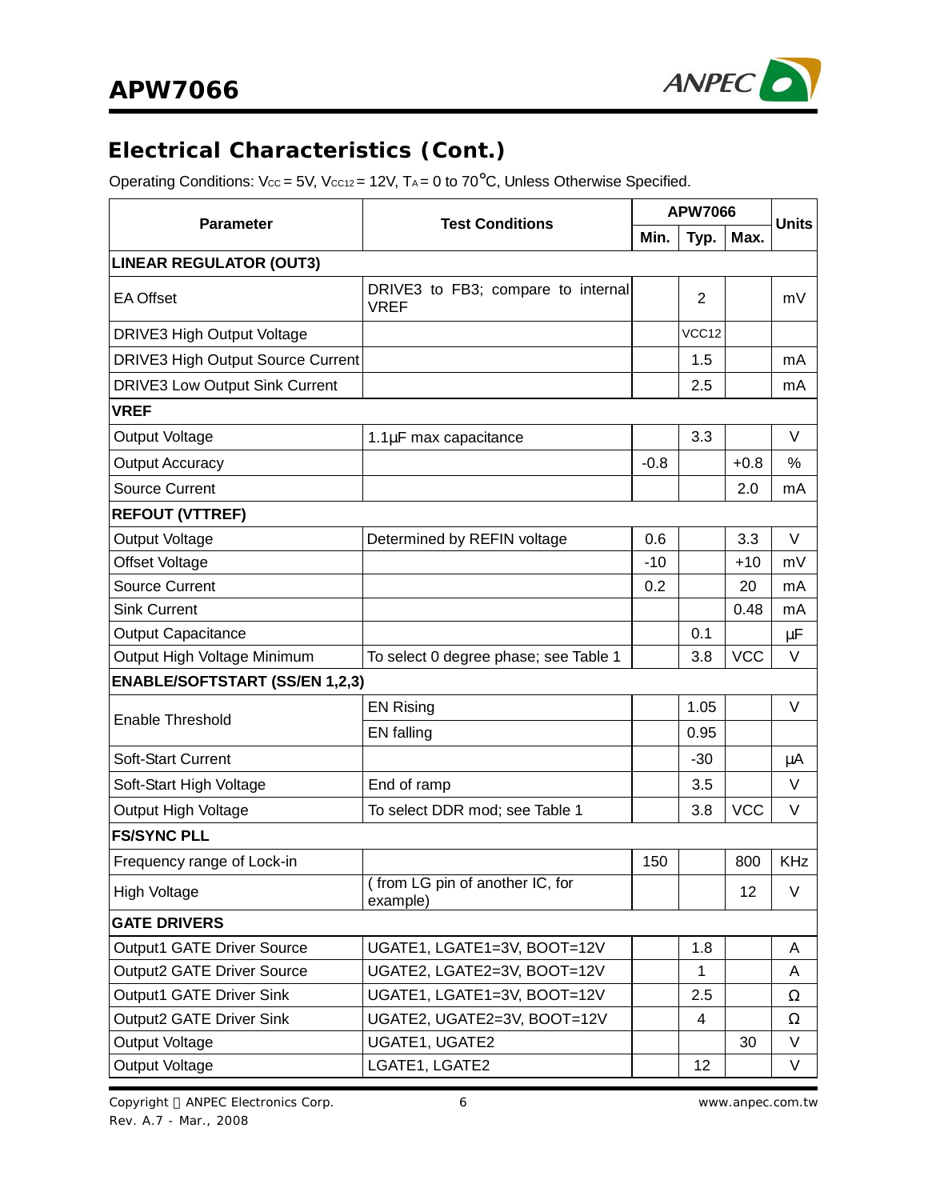## Electrical Characteristics (Cont.)

Operating Conditions: $V_{CC}$ = 5V, $V_{CC12}$ = 12V, $T_A$ = 0 to 70°C, Unless Otherwise Specified.

| Parameter | Test Conditions | APW7066 | | | Units |
|---|---|---|---|---|---|
| | | Min. | Typ. | Max. | |
| **LINEAR REGULATOR (OUT3)** | | | | | |
| EA Offset | DRIVE3 to FB3; compare to internal VREF | | 2 | | mV |
| DRIVE3 High Output Voltage | | | VCC12 | | |
| DRIVE3 High Output Source Current | | | 1.5 | | mA |
| DRIVE3 Low Output Sink Current | | | 2.5 | | mA |
| **VREF** | | | | | |
| Output Voltage | 1.1µF max capacitance | | 3.3 | | V |
| Output Accuracy | | -0.8 | | +0.8 | % |
| Source Current | | | | 2.0 | mA |
| **REFOUT (VTTREF)** | | | | | |
| Output Voltage | Determined by REFIN voltage | 0.6 | | 3.3 | V |
| Offset Voltage | | -10 | | +10 | mV |
| Source Current | | 0.2 | | 20 | mA |
| Sink Current | | | | 0.48 | mA |
| Output Capacitance | | | 0.1 | | µF |
| Output High Voltage Minimum | To select 0 degree phase; see Table 1 | | 3.8 | VCC | V |
| **ENABLE/SOFTSTART (SS/EN 1,2,3)** | | | | | |
| Enable Threshold | EN Rising | | 1.05 | | V |
| | EN falling | | 0.95 | | |
| Soft-Start Current | | | -30 | | µA |
| Soft-Start High Voltage | End of ramp | | 3.5 | | V |
| Output High Voltage | To select DDR mod; see Table 1 | | 3.8 | VCC | V |
| **FS/SYNC PLL** | | | | | |
| Frequency range of Lock-in | | 150 | | 800 | KHz |
| High Voltage | ( from LG pin of another IC, for example) | | | 12 | V |
| **GATE DRIVERS** | | | | | |
| Output1 GATE Driver Source | UGATE1, LGATE1=3V, BOOT=12V | | 1.8 | | A |
| Output2 GATE Driver Source | UGATE2, LGATE2=3V, BOOT=12V | | 1 | | A |
| Output1 GATE Driver Sink | UGATE1, LGATE1=3V, BOOT=12V | | 2.5 | | Ω |
| Output2 GATE Driver Sink | UGATE2, UGATE2=3V, BOOT=12V | | 4 | | Ω |
| Output Voltage | UGATE1, UGATE2 | | | 30 | V |
| Output Voltage | LGATE1, LGATE2 | | 12 | | V |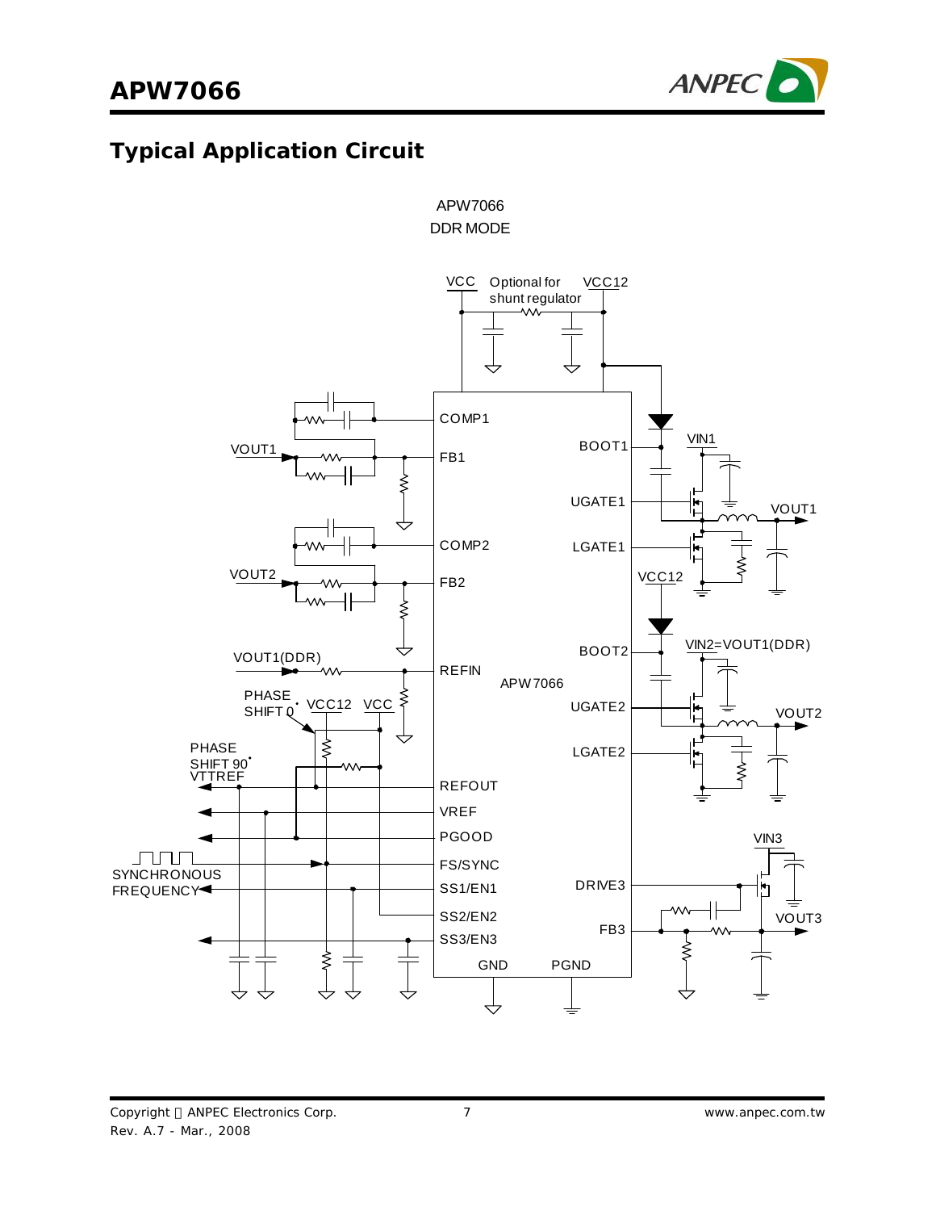## Typical Application Circuit

APW7066

DDR MODE

VCC Optional for shunt regulator VCC12

COMP1, FB1, COMP2, FB2, REFIN, REFOUT, VREF, PGOOD, FS/SYNC, SS1/EN1, SS2/EN2, SS3/EN3, GND, PGND

BOOT1, UGATE1, LGATE1, BOOT2, UGATE2, LGATE2, DRIVE3, FB3

APW7066

VOUT1, VOUT2, VOUT1(DDR), PHASE SHIFT 0°, PHASE SHIFT 90°, VTTREF, VCC12, VCC, SYNCHRONOUS FREQUENCY

VIN1, VOUT1, VCC12, VIN2=VOUT1(DDR), VOUT2, VIN3, VOUT3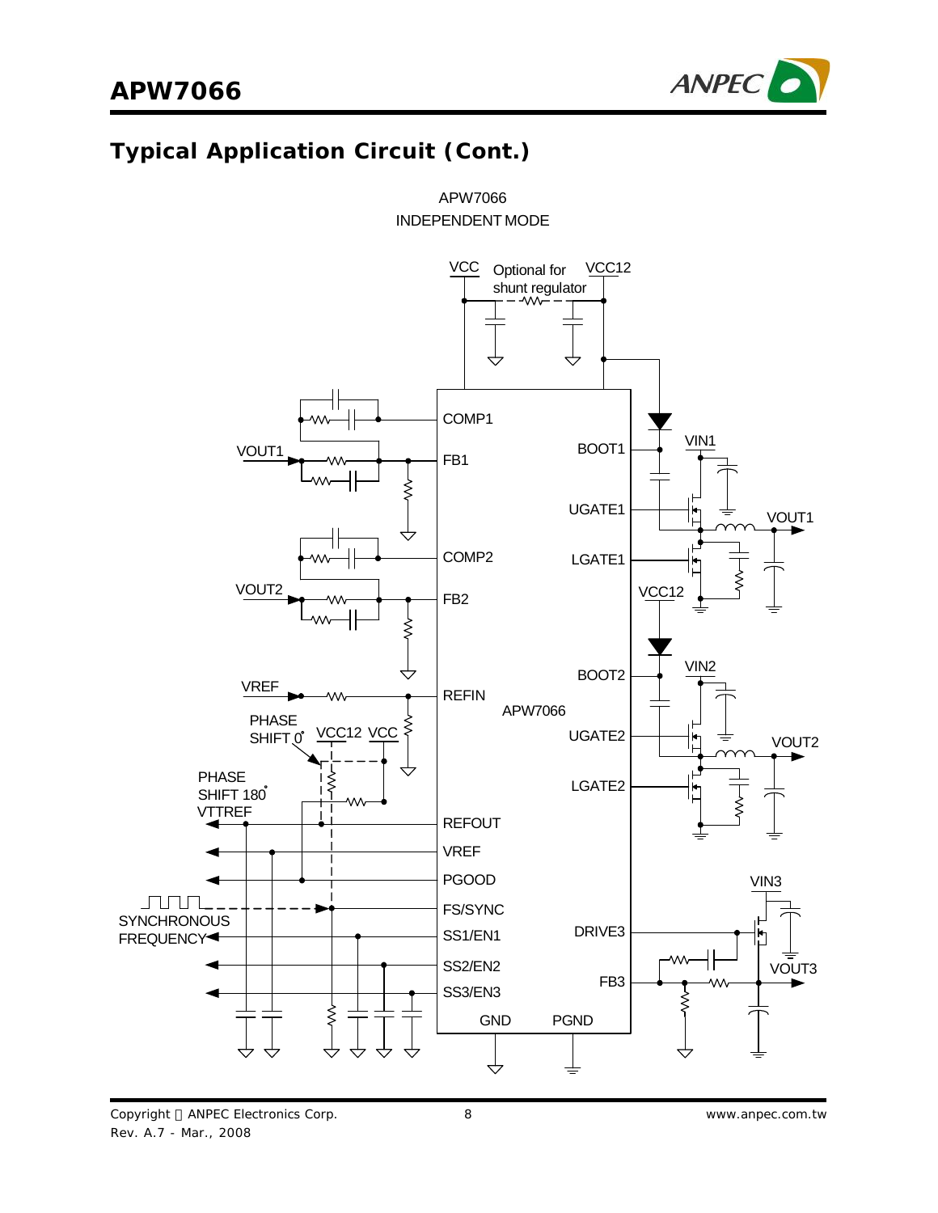## Typical Application Circuit (Cont.)

APW7066
INDEPENDENT MODE

VCC　Optional for shunt regulator　VCC12

COMP1　FB1　COMP2　FB2　REFIN　REFOUT　VREF　PGOOD　FS/SYNC　SS1/EN1　SS2/EN2　SS3/EN3　GND　PGND

BOOT1　UGATE1　LGATE1　BOOT2　UGATE2　LGATE2　DRIVE3　FB3

APW7066

VOUT1　VOUT2　VREF　PHASE SHIFT 0°　VCC12　VCC　PHASE SHIFT 180°　VTTREF　SYNCHRONOUS FREQUENCY

VIN1　VOUT1　VCC12　VIN2　VOUT2　VIN3　VOUT3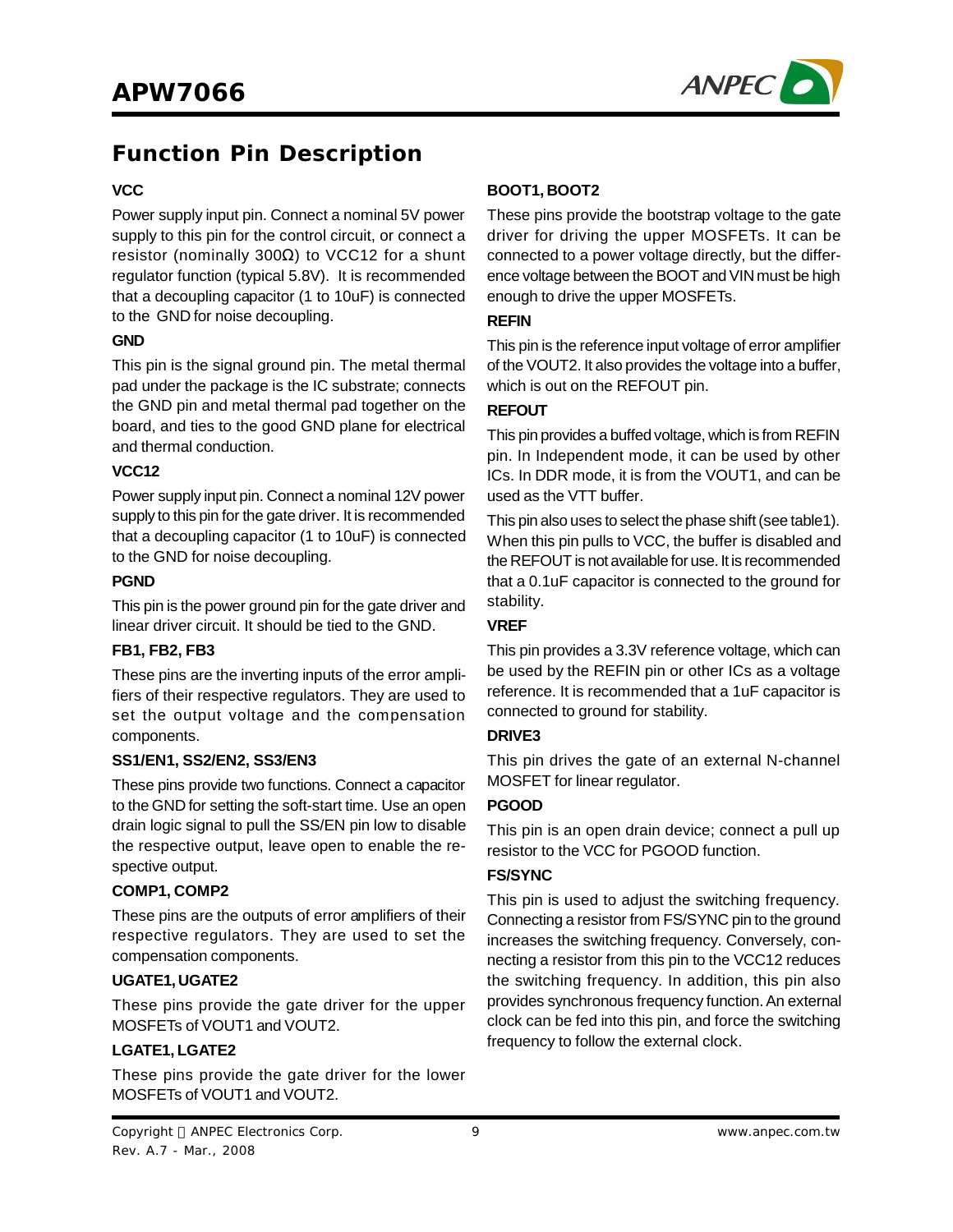## Function Pin Description

### VCC

Power supply input pin. Connect a nominal 5V power supply to this pin for the control circuit, or connect a resistor (nominally 300Ω) to VCC12 for a shunt regulator function (typical 5.8V). It is recommended that a decoupling capacitor (1 to 10uF) is connected to the GND for noise decoupling.

### GND

This pin is the signal ground pin. The metal thermal pad under the package is the IC substrate; connects the GND pin and metal thermal pad together on the board, and ties to the good GND plane for electrical and thermal conduction.

### VCC12

Power supply input pin. Connect a nominal 12V power supply to this pin for the gate driver. It is recommended that a decoupling capacitor (1 to 10uF) is connected to the GND for noise decoupling.

### PGND

This pin is the power ground pin for the gate driver and linear driver circuit. It should be tied to the GND.

### FB1, FB2, FB3

These pins are the inverting inputs of the error amplifiers of their respective regulators. They are used to set the output voltage and the compensation components.

### SS1/EN1, SS2/EN2, SS3/EN3

These pins provide two functions. Connect a capacitor to the GND for setting the soft-start time. Use an open drain logic signal to pull the SS/EN pin low to disable the respective output, leave open to enable the respective output.

### COMP1, COMP2

These pins are the outputs of error amplifiers of their respective regulators. They are used to set the compensation components.

### UGATE1, UGATE2

These pins provide the gate driver for the upper MOSFETs of VOUT1 and VOUT2.

### LGATE1, LGATE2

These pins provide the gate driver for the lower MOSFETs of VOUT1 and VOUT2.

### BOOT1, BOOT2

These pins provide the bootstrap voltage to the gate driver for driving the upper MOSFETs. It can be connected to a power voltage directly, but the difference voltage between the BOOT and VIN must be high enough to drive the upper MOSFETs.

### REFIN

This pin is the reference input voltage of error amplifier of the VOUT2. It also provides the voltage into a buffer, which is out on the REFOUT pin.

### REFOUT

This pin provides a buffered voltage, which is from REFIN pin. In Independent mode, it can be used by other ICs. In DDR mode, it is from the VOUT1, and can be used as the VTT buffer.

This pin also uses to select the phase shift (see table1). When this pin pulls to VCC, the buffer is disabled and the REFOUT is not available for use. It is recommended that a 0.1uF capacitor is connected to the ground for stability.

### VREF

This pin provides a 3.3V reference voltage, which can be used by the REFIN pin or other ICs as a voltage reference. It is recommended that a 1uF capacitor is connected to ground for stability.

### DRIVE3

This pin drives the gate of an external N-channel MOSFET for linear regulator.

### PGOOD

This pin is an open drain device; connect a pull up resistor to the VCC for PGOOD function.

### FS/SYNC

This pin is used to adjust the switching frequency. Connecting a resistor from FS/SYNC pin to the ground increases the switching frequency. Conversely, connecting a resistor from this pin to the VCC12 reduces the switching frequency. In addition, this pin also provides synchronous frequency function. An external clock can be fed into this pin, and force the switching frequency to follow the external clock.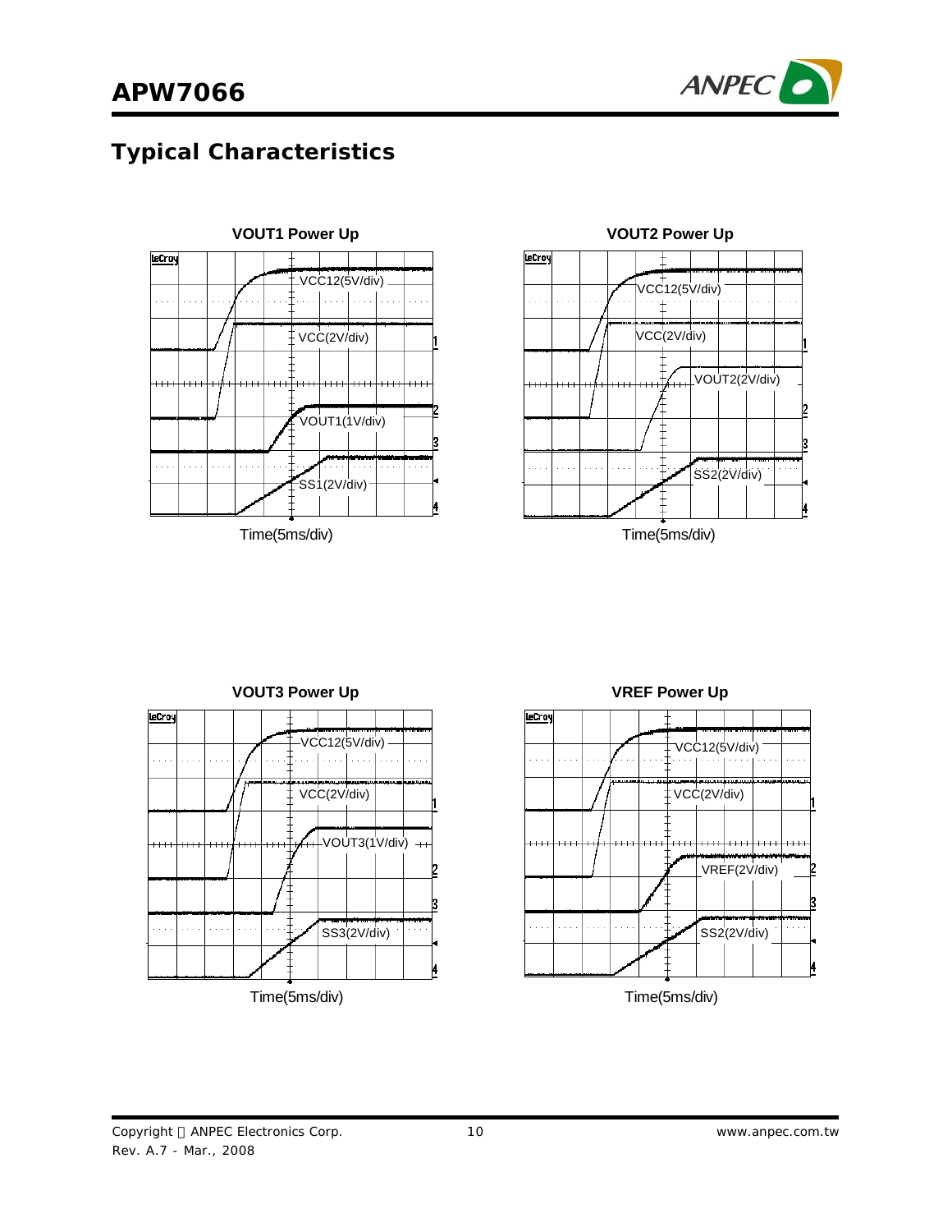## Typical Characteristics

**VOUT1 Power Up**

VCC12(5V/div)

VCC(2V/div)

VOUT1(1V/div)

SS1(2V/div)

Time(5ms/div)

**VOUT2 Power Up**

VCC12(5V/div)

VCC(2V/div)

VOUT2(2V/div)

SS2(2V/div)

Time(5ms/div)

**VOUT3 Power Up**

VCC12(5V/div)

VCC(2V/div)

VOUT3(1V/div)

SS3(2V/div)

Time(5ms/div)

**VREF Power Up**

VCC12(5V/div)

VCC(2V/div)

VREF(2V/div)

SS2(2V/div)

Time(5ms/div)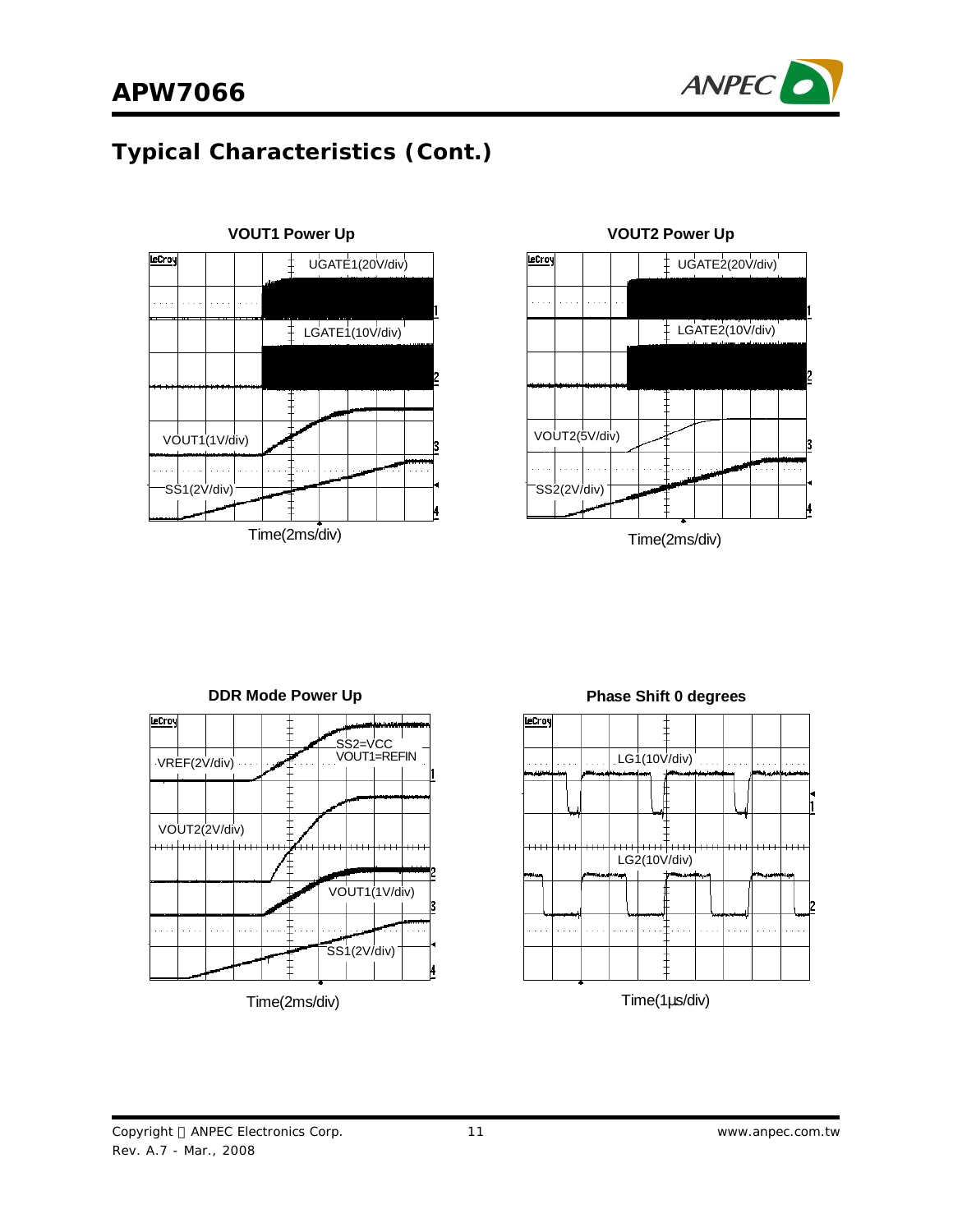## Typical Characteristics (Cont.)

**VOUT1 Power Up**

UGATE1(20V/div)

LGATE1(10V/div)

VOUT1(1V/div)

SS1(2V/div)

Time(2ms/div)

**VOUT2 Power Up**

UGATE2(20V/div)

LGATE2(10V/div)

VOUT2(5V/div)

SS2(2V/div)

Time(2ms/div)

**DDR Mode Power Up**

SS2=VCC
VOUT1=REFIN

VREF(2V/div)

VOUT2(2V/div)

VOUT1(1V/div)

SS1(2V/div)

Time(2ms/div)

**Phase Shift 0 degrees**

LG1(10V/div)

LG2(10V/div)

Time(1μs/div)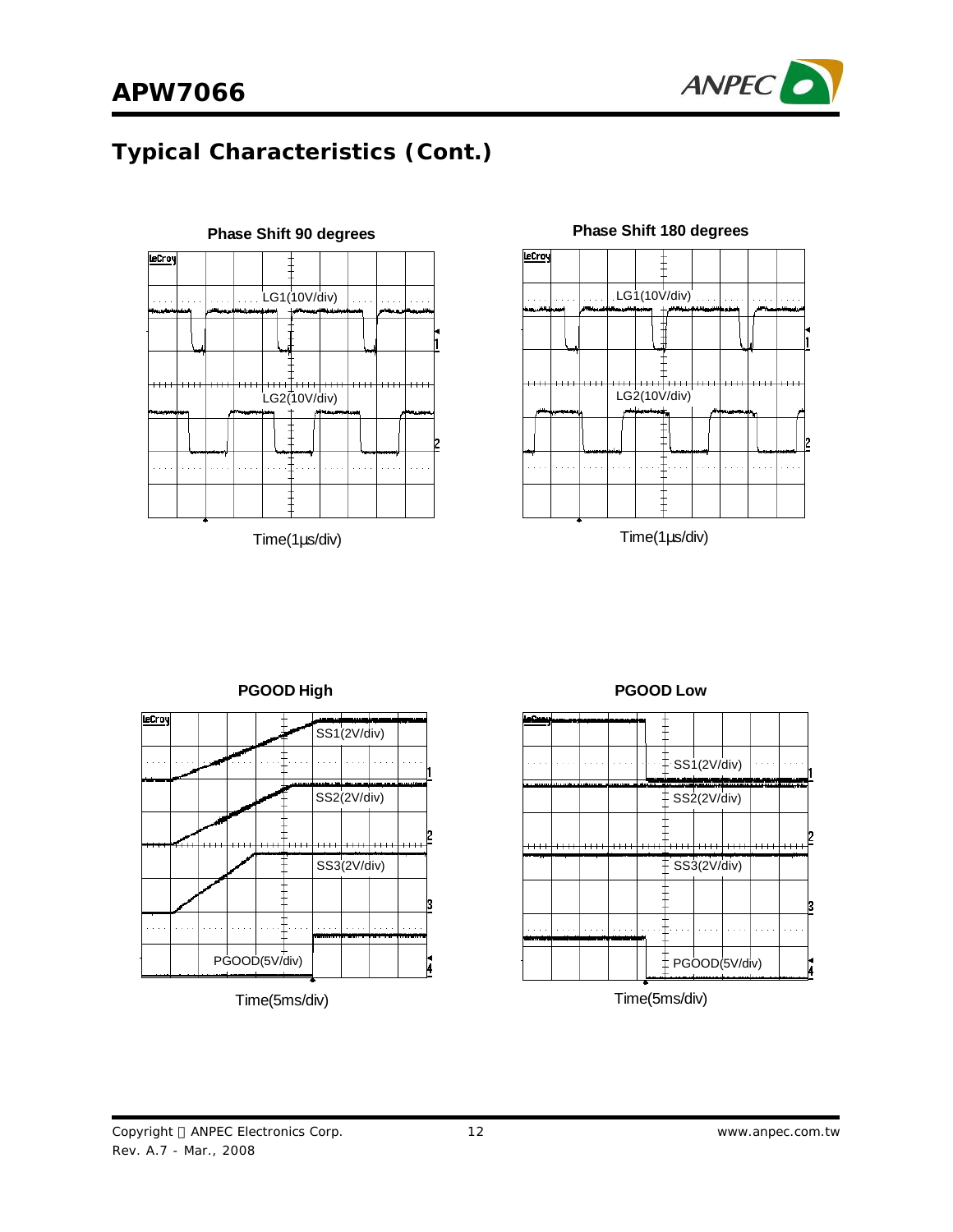## Typical Characteristics (Cont.)

**Phase Shift 90 degrees**

LG1(10V/div)

LG2(10V/div)

Time(1μs/div)

**Phase Shift 180 degrees**

LG1(10V/div)

LG2(10V/div)

Time(1μs/div)

**PGOOD High**

SS1(2V/div)

SS2(2V/div)

SS3(2V/div)

PGOOD(5V/div)

Time(5ms/div)

**PGOOD Low**

SS1(2V/div)

SS2(2V/div)

SS3(2V/div)

PGOOD(5V/div)

Time(5ms/div)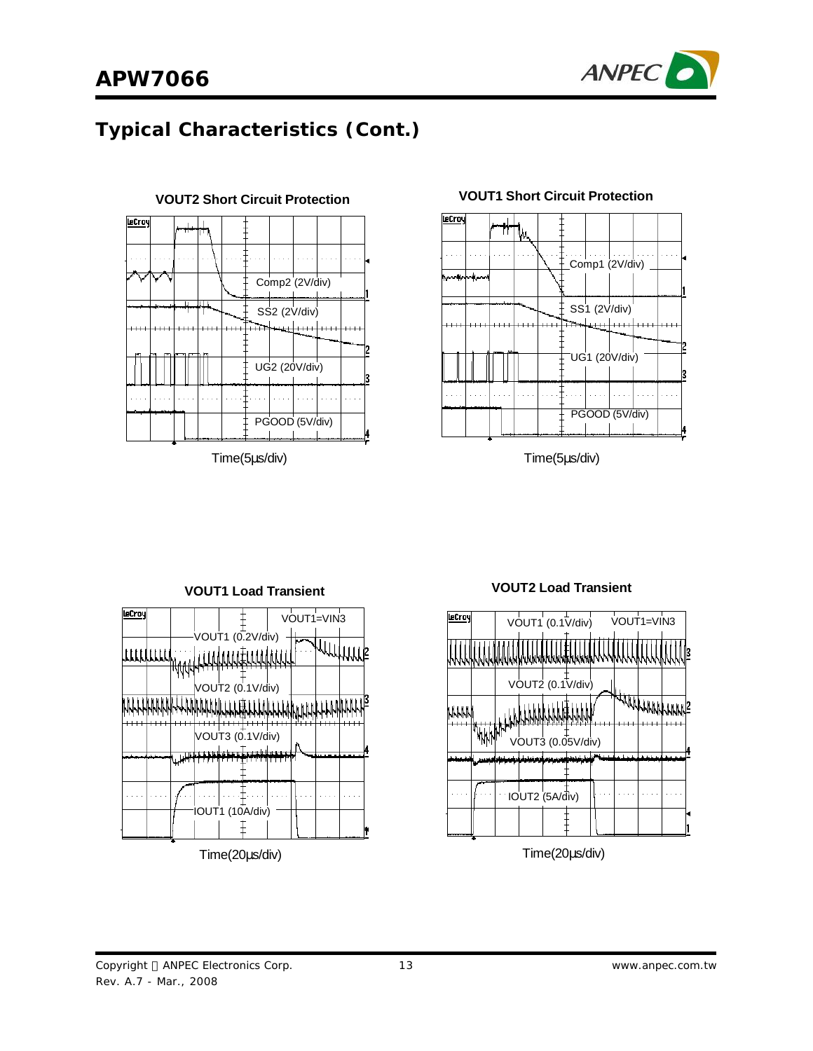## Typical Characteristics (Cont.)

**VOUT2 Short Circuit Protection**

Comp2 (2V/div)

SS2 (2V/div)

UG2 (20V/div)

PGOOD (5V/div)

Time(5μs/div)

**VOUT1 Short Circuit Protection**

Comp1 (2V/div)

SS1 (2V/div)

UG1 (20V/div)

PGOOD (5V/div)

Time(5μs/div)

**VOUT1 Load Transient**

VOUT1=VIN3

VOUT1 (0.2V/div)

VOUT2 (0.1V/div)

VOUT3 (0.1V/div)

IOUT1 (10A/div)

Time(20μs/div)

**VOUT2 Load Transient**

VOUT1 (0.1V/div)

VOUT1=VIN3

VOUT2 (0.1V/div)

VOUT3 (0.05V/div)

IOUT2 (5A/div)

Time(20μs/div)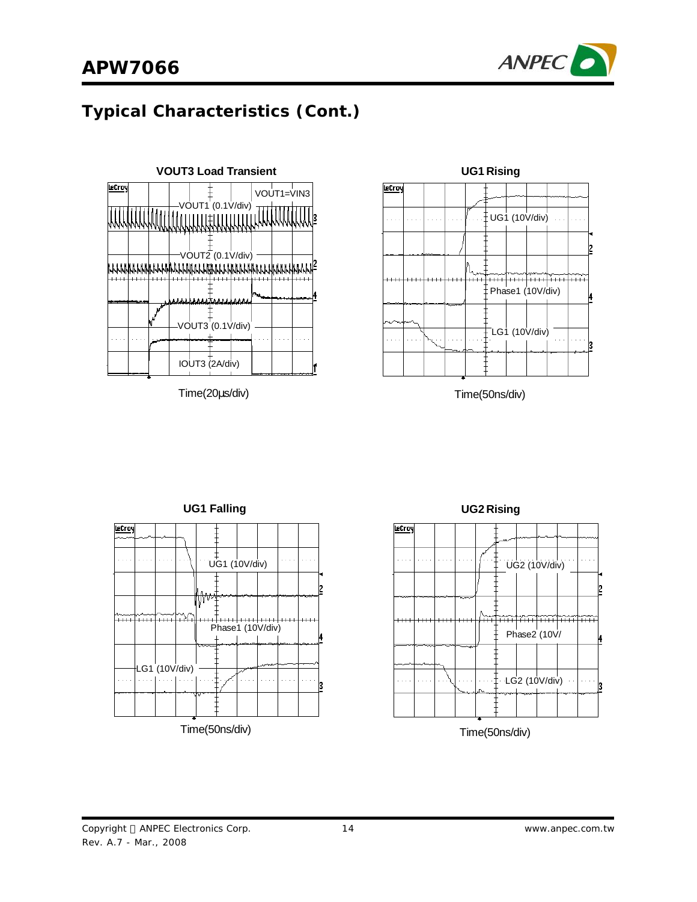## Typical Characteristics (Cont.)

**VOUT3 Load Transient**

VOUT1=VIN3

VOUT1 (0.1V/div)

VOUT2 (0.1V/div)

VOUT3 (0.1V/div)

IOUT3 (2A/div)

Time(20μs/div)

**UG1 Rising**

UG1 (10V/div)

Phase1 (10V/div)

LG1 (10V/div)

Time(50ns/div)

**UG1 Falling**

UG1 (10V/div)

Phase1 (10V/div)

LG1 (10V/div)

Time(50ns/div)

**UG2 Rising**

UG2 (10V/div)

Phase2 (10V/

LG2 (10V/div)

Time(50ns/div)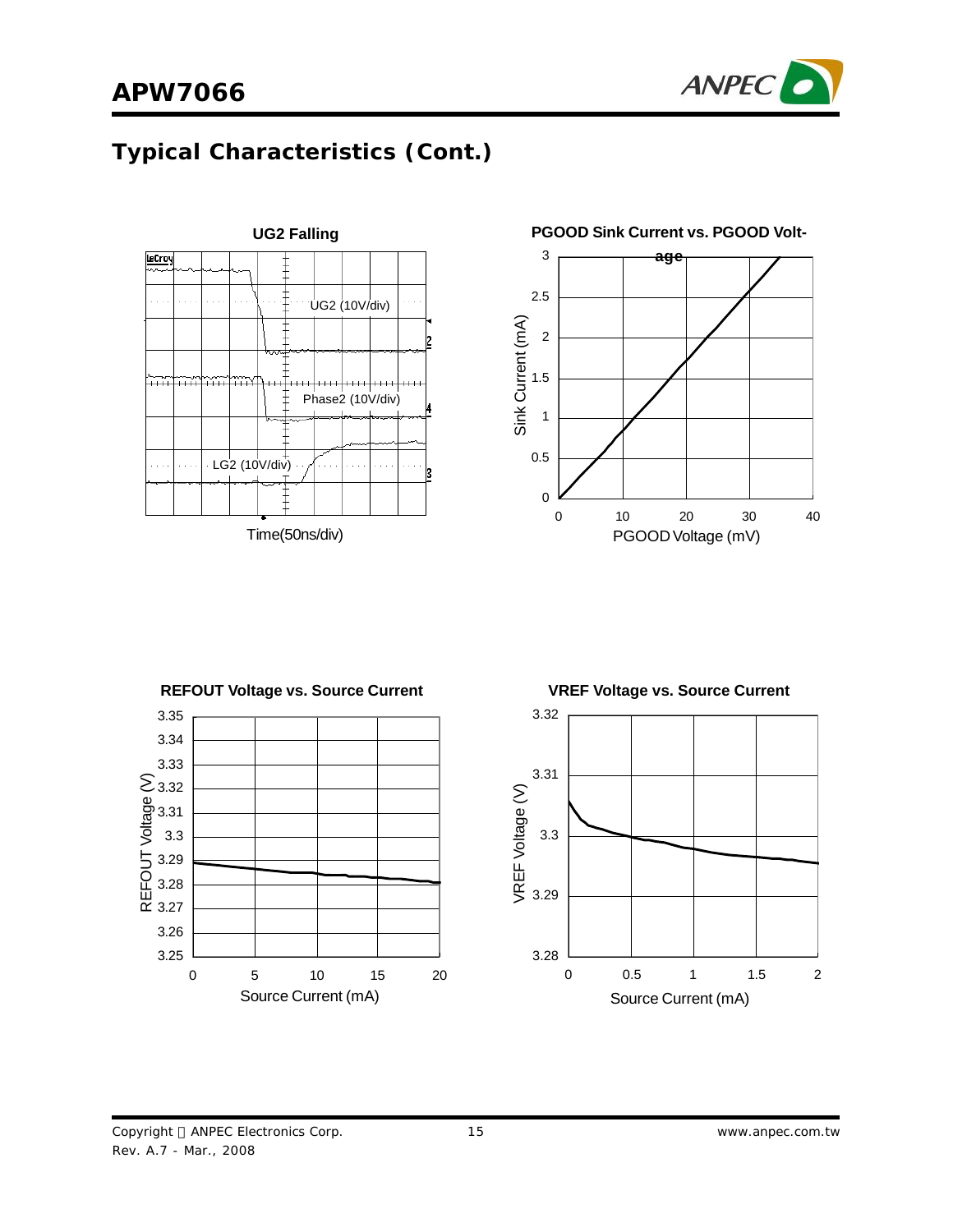## Typical Characteristics (Cont.)

**UG2 Falling**

UG2 (10V/div)

Phase2 (10V/div)

LG2 (10V/div)

Time(50ns/div)

**PGOOD Sink Current vs. PGOOD Voltage**

Sink Current (mA)

PGOOD Voltage (mV)

**REFOUT Voltage vs. Source Current**

REFOUT Voltage (V)

Source Current (mA)

**VREF Voltage vs. Source Current**

VREF Voltage (V)

Source Current (mA)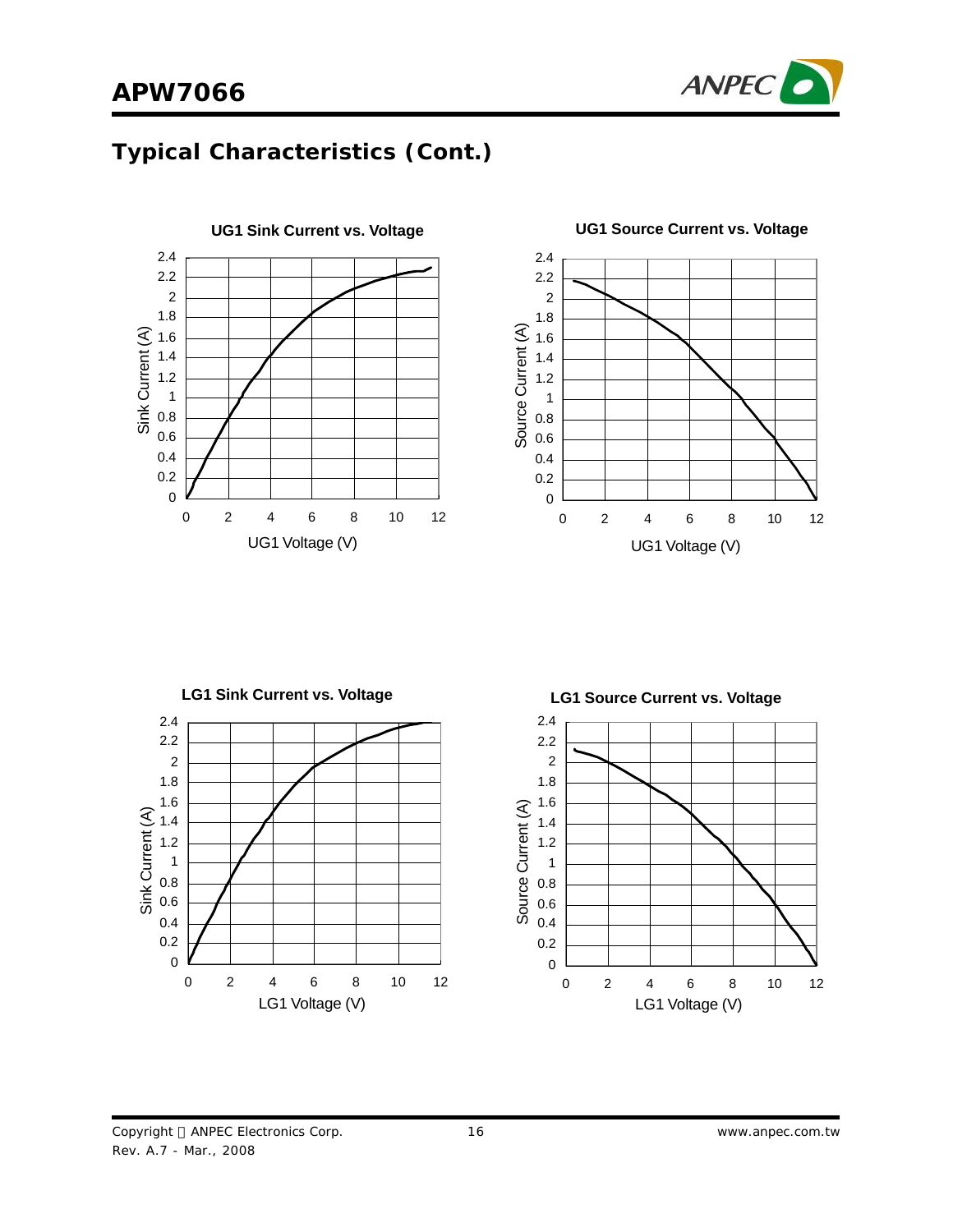## Typical Characteristics (Cont.)

UG1 Sink Current vs. Voltage

UG1 Source Current vs. Voltage

LG1 Sink Current vs. Voltage

LG1 Source Current vs. Voltage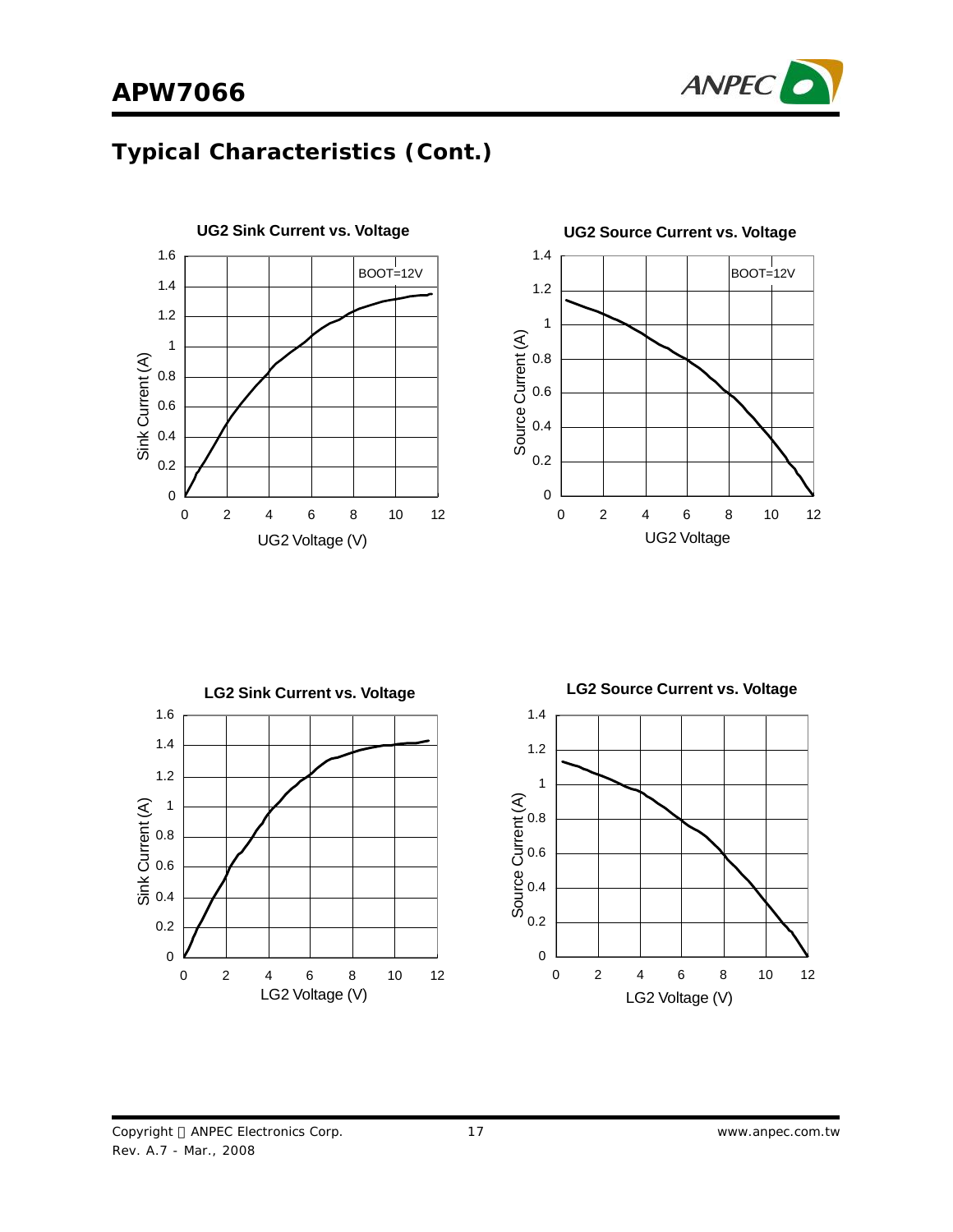## Typical Characteristics (Cont.)

**UG2 Sink Current vs. Voltage**

BOOT=12V

Sink Current (A) vs. UG2 Voltage (V)

**UG2 Source Current vs. Voltage**

BOOT=12V

Source Current (A) vs. UG2 Voltage

**LG2 Sink Current vs. Voltage**

Sink Current (A) vs. LG2 Voltage (V)

**LG2 Source Current vs. Voltage**

Source Current (A) vs. LG2 Voltage (V)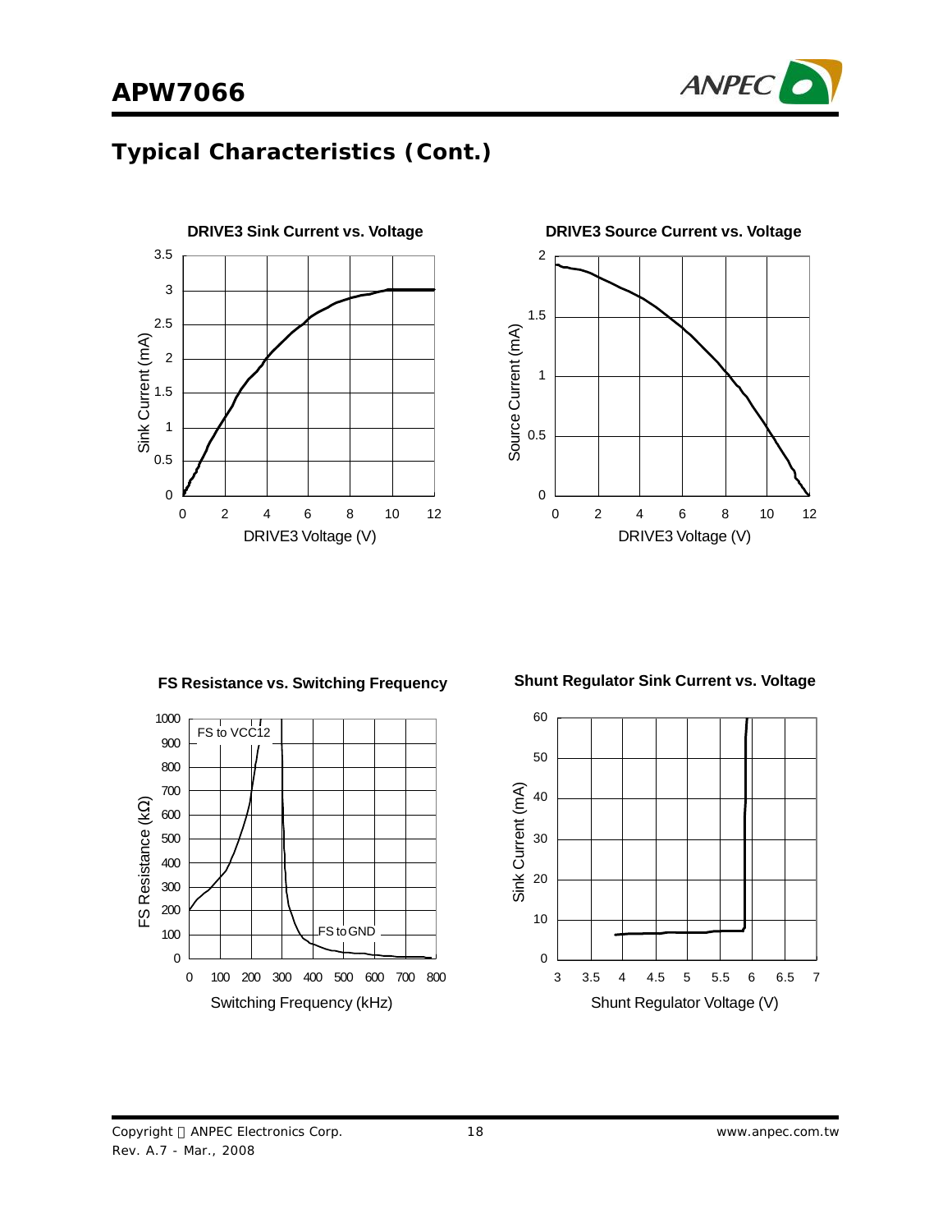## Typical Characteristics (Cont.)

**DRIVE3 Sink Current vs. Voltage**

**DRIVE3 Source Current vs. Voltage**

**FS Resistance vs. Switching Frequency**

**Shunt Regulator Sink Current vs. Voltage**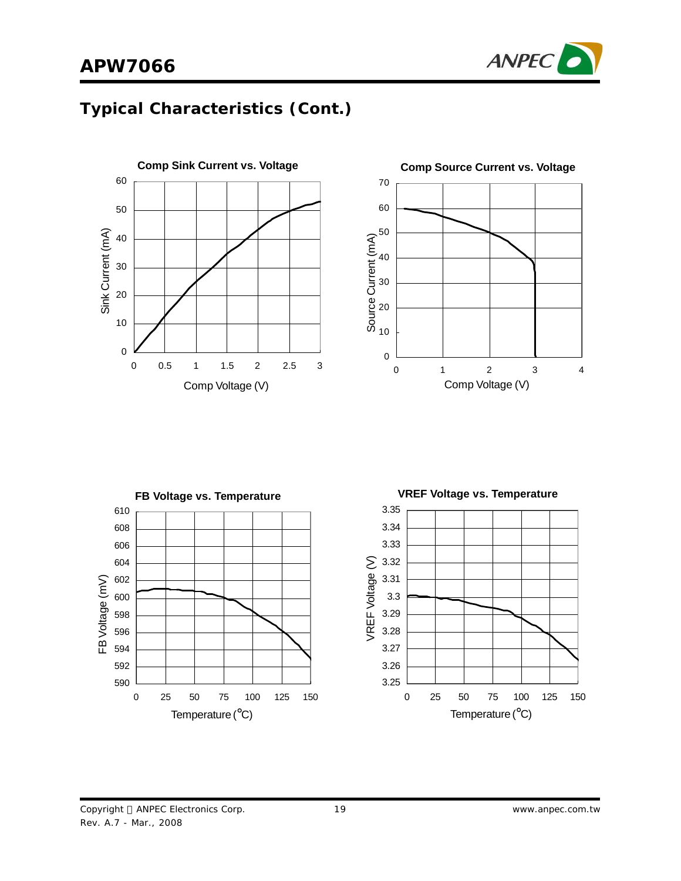## Typical Characteristics (Cont.)

**Comp Sink Current vs. Voltage**

**Comp Source Current vs. Voltage**

**FB Voltage vs. Temperature**

**VREF Voltage vs. Temperature**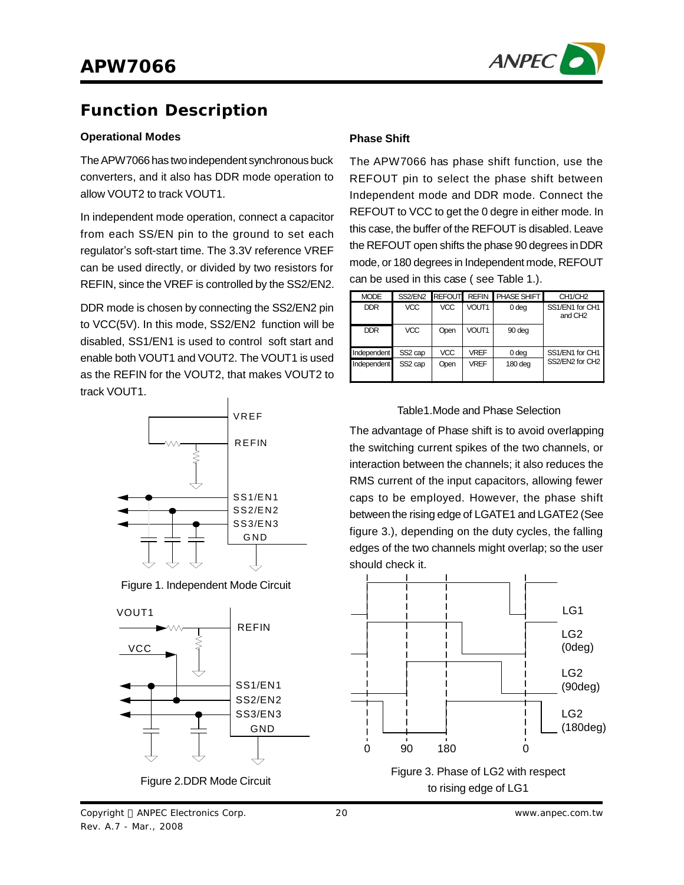# Function Description

### Operational Modes

The APW7066 has two independent synchronous buck converters, and it also has DDR mode operation to allow VOUT2 to track VOUT1.

In independent mode operation, connect a capacitor from each SS/EN pin to the ground to set each regulator's soft-start time. The 3.3V reference VREF can be used directly, or divided by two resistors for REFIN, since the VREF is controlled by the SS2/EN2.

DDR mode is chosen by connecting the SS2/EN2 pin to VCC(5V). In this mode, SS2/EN2 function will be disabled, SS1/EN1 is used to control soft start and enable both VOUT1 and VOUT2. The VOUT1 is used as the REFIN for the VOUT2, that makes VOUT2 to track VOUT1.

Figure 1. Independent Mode Circuit

Figure 2.DDR Mode Circuit

### Phase Shift

The APW7066 has phase shift function, use the REFOUT pin to select the phase shift between Independent mode and DDR mode. Connect the REFOUT to VCC to get the 0 degre in either mode. In this case, the buffer of the REFOUT is disabled. Leave the REFOUT open shifts the phase 90 degrees in DDR mode, or 180 degrees in Independent mode, REFOUT can be used in this case ( see Table 1.).

| MODE | SS2/EN2 | REFOUT | REFIN | PHASE SHIFT | CH1/CH2 |
|---|---|---|---|---|---|
| DDR | VCC | VCC | VOUT1 | 0 deg | SS1/EN1 for CH1 and CH2 |
| DDR | VCC | Open | VOUT1 | 90 deg | |
| Independent | SS2 cap | VCC | VREF | 0 deg | SS1/EN1 for CH1 SS2/EN2 for CH2 |
| Independent | SS2 cap | Open | VREF | 180 deg | |

Table1.Mode and Phase Selection

The advantage of Phase shift is to avoid overlapping the switching current spikes of the two channels, or interaction between the channels; it also reduces the RMS current of the input capacitors, allowing fewer caps to be employed. However, the phase shift between the rising edge of LGATE1 and LGATE2 (See figure 3.), depending on the duty cycles, the falling edges of the two channels might overlap; so the user should check it.

Figure 3. Phase of LG2 with respect to rising edge of LG1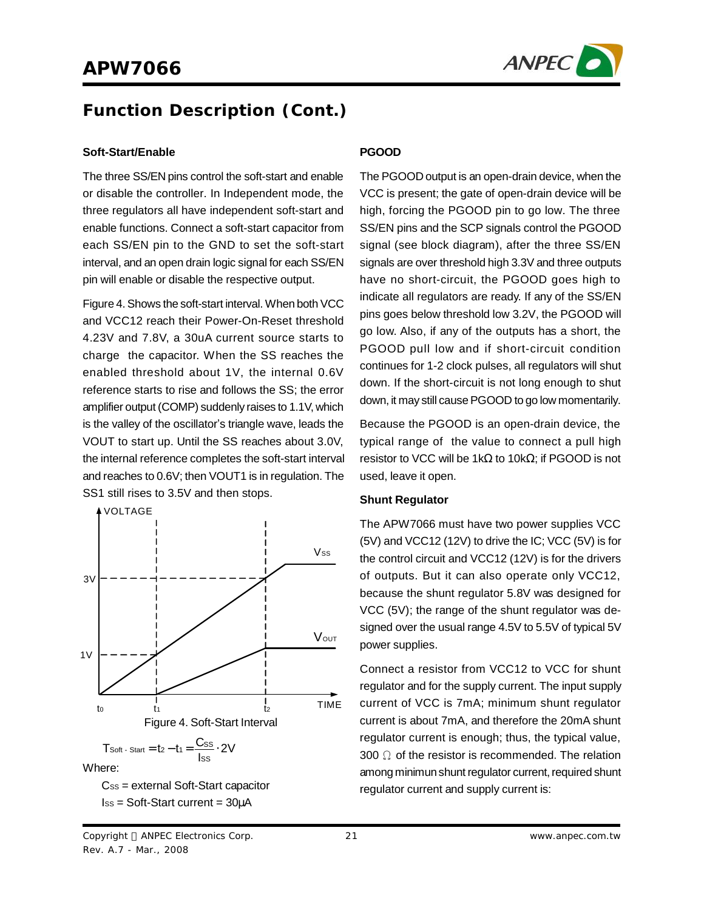## Function Description (Cont.)

### Soft-Start/Enable

The three SS/EN pins control the soft-start and enable or disable the controller. In Independent mode, the three regulators all have independent soft-start and enable functions. Connect a soft-start capacitor from each SS/EN pin to the GND to set the soft-start interval, and an open drain logic signal for each SS/EN pin will enable or disable the respective output.

Figure 4. Shows the soft-start interval. When both VCC and VCC12 reach their Power-On-Reset threshold 4.23V and 7.8V, a 30uA current source starts to charge the capacitor. When the SS reaches the enabled threshold about 1V, the internal 0.6V reference starts to rise and follows the SS; the error amplifier output (COMP) suddenly raises to 1.1V, which is the valley of the oscillator's triangle wave, leads the VOUT to start up. Until the SS reaches about 3.0V, the internal reference completes the soft-start interval and reaches to 0.6V; then VOUT1 is in regulation. The SS1 still rises to 3.5V and then stops.

Figure 4. Soft-Start Interval

$$T_{Soft-Start} = t_2 - t_1 = \frac{C_{SS}}{I_{SS}} \cdot 2V$$

Where:

$C_{SS}$ = external Soft-Start capacitor

$I_{SS}$ = Soft-Start current = 30μA

### PGOOD

The PGOOD output is an open-drain device, when the VCC is present; the gate of open-drain device will be high, forcing the PGOOD pin to go low. The three SS/EN pins and the SCP signals control the PGOOD signal (see block diagram), after the three SS/EN signals are over threshold high 3.3V and three outputs have no short-circuit, the PGOOD goes high to indicate all regulators are ready. If any of the SS/EN pins goes below threshold low 3.2V, the PGOOD will go low. Also, if any of the outputs has a short, the PGOOD pull low and if short-circuit condition continues for 1-2 clock pulses, all regulators will shut down. If the short-circuit is not long enough to shut down, it may still cause PGOOD to go low momentarily.

Because the PGOOD is an open-drain device, the typical range of the value to connect a pull high resistor to VCC will be 1kΩ to 10kΩ; if PGOOD is not used, leave it open.

### Shunt Regulator

The APW7066 must have two power supplies VCC (5V) and VCC12 (12V) to drive the IC; VCC (5V) is for the control circuit and VCC12 (12V) is for the drivers of outputs. But it can also operate only VCC12, because the shunt regulator 5.8V was designed for VCC (5V); the range of the shunt regulator was designed over the usual range 4.5V to 5.5V of typical 5V power supplies.

Connect a resistor from VCC12 to VCC for shunt regulator and for the supply current. The input supply current of VCC is 7mA; minimum shunt regulator current is about 7mA, and therefore the 20mA shunt regulator current is enough; thus, the typical value, 300 Ω of the resistor is recommended. The relation among minimun shunt regulator current, required shunt regulator current and supply current is: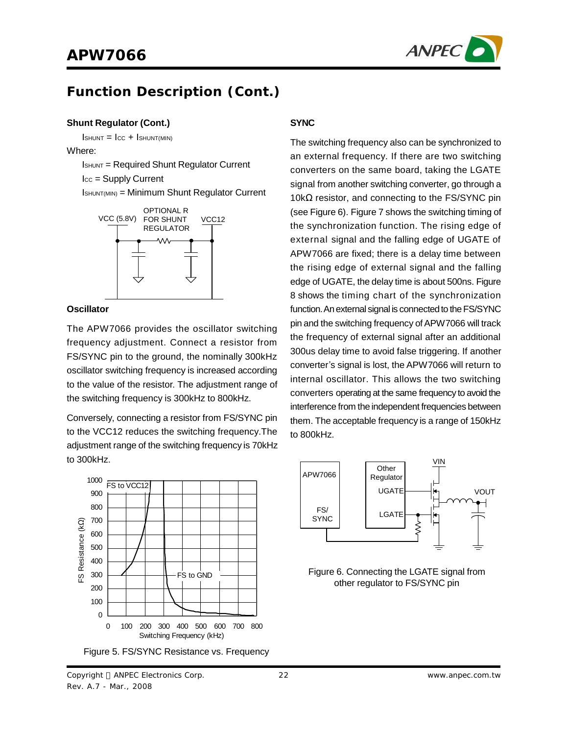## Function Description (Cont.)

### Shunt Regulator (Cont.)

$I_{SHUNT} = I_{CC} + I_{SHUNT(MIN)}$

Where:

$I_{SHUNT}$ = Required Shunt Regulator Current

$I_{CC}$ = Supply Current

$I_{SHUNT(MIN)}$ = Minimum Shunt Regulator Current

### Oscillator

The APW7066 provides the oscillator switching frequency adjustment. Connect a resistor from FS/SYNC pin to the ground, the nominally 300kHz oscillator switching frequency is increased according to the value of the resistor. The adjustment range of the switching frequency is 300kHz to 800kHz.

Conversely, connecting a resistor from FS/SYNC pin to the VCC12 reduces the switching frequency.The adjustment range of the switching frequency is 70kHz to 300kHz.

Figure 5. FS/SYNC Resistance vs. Frequency

### SYNC

The switching frequency also can be synchronized to an external frequency. If there are two switching converters on the same board, taking the LGATE signal from another switching converter, go through a 10kΩ resistor, and connecting to the FS/SYNC pin (see Figure 6). Figure 7 shows the switching timing of the synchronization function. The rising edge of external signal and the falling edge of UGATE of APW7066 are fixed; there is a delay time between the rising edge of external signal and the falling edge of UGATE, the delay time is about 500ns. Figure 8 shows the timing chart of the synchronization function. An external signal is connected to the FS/SYNC pin and the switching frequency of APW7066 will track the frequency of external signal after an additional 300us delay time to avoid false triggering. If another converter's signal is lost, the APW7066 will return to internal oscillator. This allows the two switching converters operating at the same frequency to avoid the interference from the independent frequencies between them. The acceptable frequency is a range of 150kHz to 800kHz.

Figure 6. Connecting the LGATE signal from other regulator to FS/SYNC pin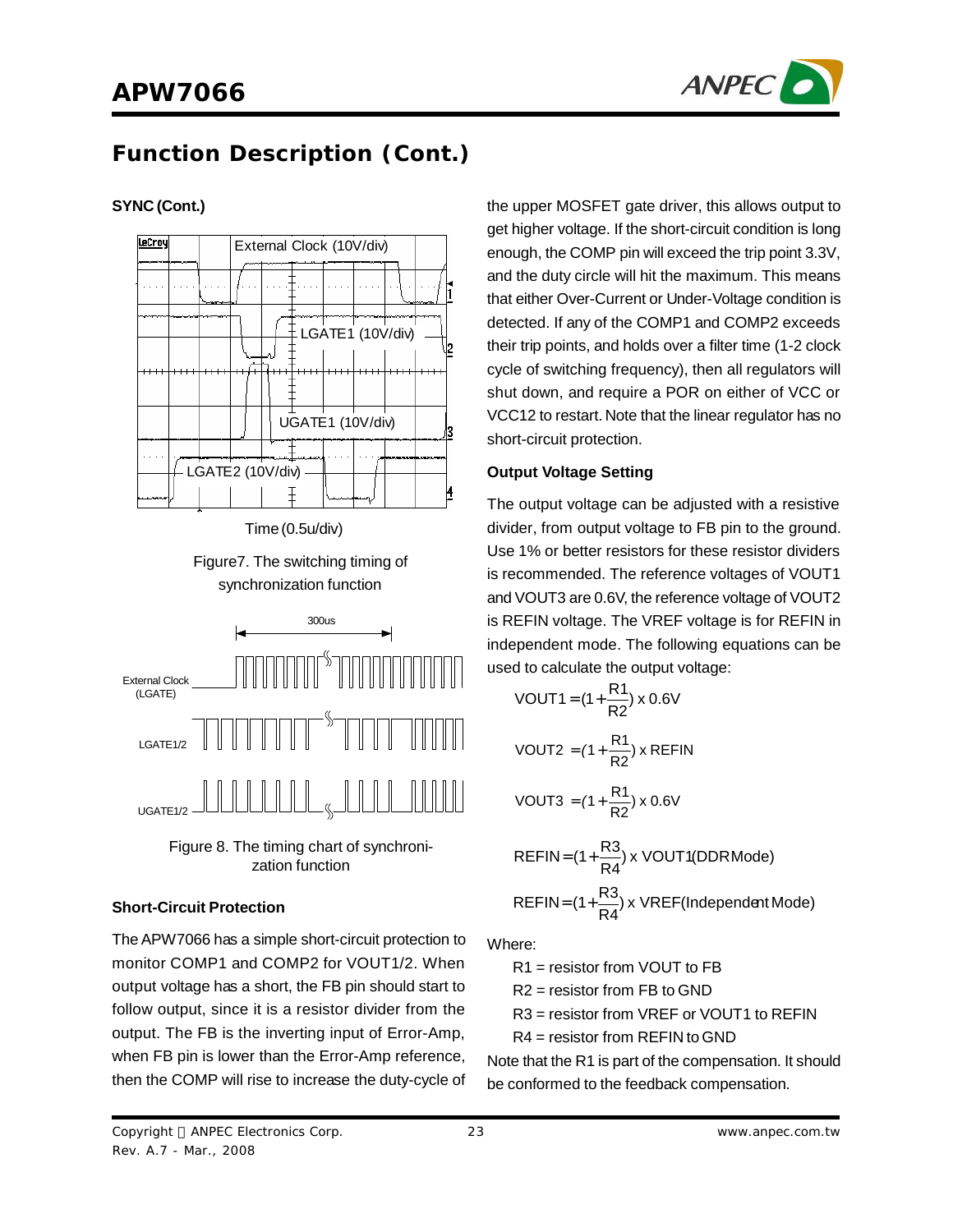## Function Description (Cont.)

### SYNC (Cont.)

Figure7. The switching timing of synchronization function

Figure 8. The timing chart of synchronization function

### Short-Circuit Protection

The APW7066 has a simple short-circuit protection to monitor COMP1 and COMP2 for VOUT1/2. When output voltage has a short, the FB pin should start to follow output, since it is a resistor divider from the output. The FB is the inverting input of Error-Amp, when FB pin is lower than the Error-Amp reference, then the COMP will rise to increase the duty-cycle of the upper MOSFET gate driver, this allows output to get higher voltage. If the short-circuit condition is long enough, the COMP pin will exceed the trip point 3.3V, and the duty circle will hit the maximum. This means that either Over-Current or Under-Voltage condition is detected. If any of the COMP1 and COMP2 exceeds their trip points, and holds over a filter time (1-2 clock cycle of switching frequency), then all regulators will shut down, and require a POR on either of VCC or VCC12 to restart. Note that the linear regulator has no short-circuit protection.

### Output Voltage Setting

The output voltage can be adjusted with a resistive divider, from output voltage to FB pin to the ground. Use 1% or better resistors for these resistor dividers is recommended. The reference voltages of VOUT1 and VOUT3 are 0.6V, the reference voltage of VOUT2 is REFIN voltage. The VREF voltage is for REFIN in independent mode. The following equations can be used to calculate the output voltage:

$$VOUT1 = (1 + \frac{R1}{R2}) \times 0.6V$$

$$VOUT2 = (1 + \frac{R1}{R2}) \times REFIN$$

$$VOUT3 = (1 + \frac{R1}{R2}) \times 0.6V$$

$$REFIN = (1 + \frac{R3}{R4}) \times VOUT1 \text{(DDR Mode)}$$

$$REFIN = (1 + \frac{R3}{R4}) \times VREF \text{(Independent Mode)}$$

Where:

R1 = resistor from VOUT to FB

R2 = resistor from FB to GND

R3 = resistor from VREF or VOUT1 to REFIN

R4 = resistor from REFIN to GND

Note that the R1 is part of the compensation. It should be conformed to the feedback compensation.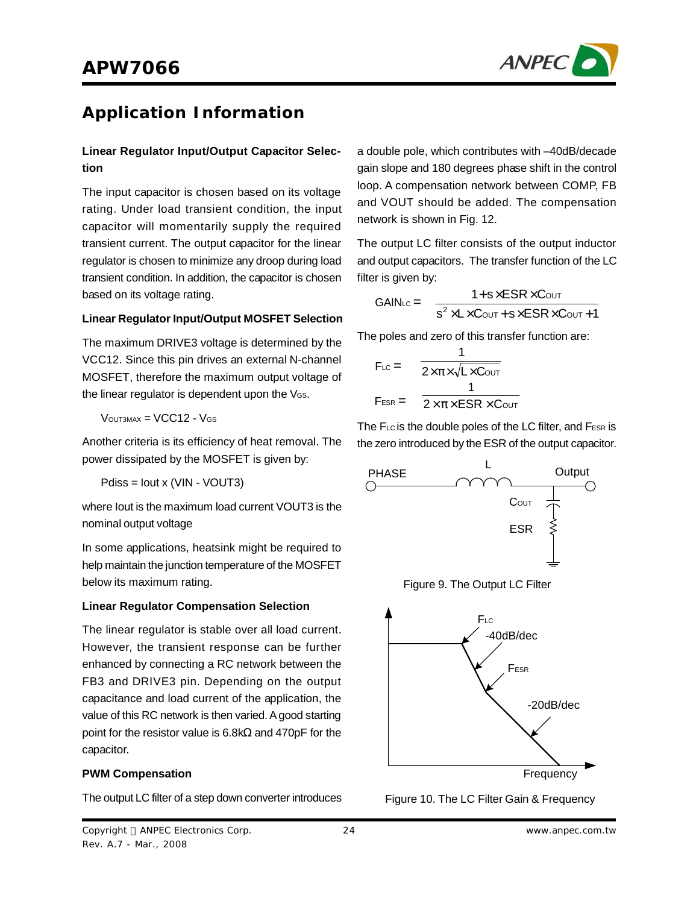## Application Information

### Linear Regulator Input/Output Capacitor Selection

The input capacitor is chosen based on its voltage rating. Under load transient condition, the input capacitor will momentarily supply the required transient current. The output capacitor for the linear regulator is chosen to minimize any droop during load transient condition. In addition, the capacitor is chosen based on its voltage rating.

### Linear Regulator Input/Output MOSFET Selection

The maximum DRIVE3 voltage is determined by the VCC12. Since this pin drives an external N-channel MOSFET, therefore the maximum output voltage of the linear regulator is dependent upon the $V_{GS}$.

$$V_{OUT3MAX} = VCC12 - V_{GS}$$

Another criteria is its efficiency of heat removal. The power dissipated by the MOSFET is given by:

$$Pdiss = Iout \times (VIN - VOUT3)$$

where Iout is the maximum load current VOUT3 is the nominal output voltage

In some applications, heatsink might be required to help maintain the junction temperature of the MOSFET below its maximum rating.

### Linear Regulator Compensation Selection

The linear regulator is stable over all load current. However, the transient response can be further enhanced by connecting a RC network between the FB3 and DRIVE3 pin. Depending on the output capacitance and load current of the application, the value of this RC network is then varied. A good starting point for the resistor value is 6.8kΩ and 470pF for the capacitor.

### PWM Compensation

The output LC filter of a step down converter introduces a double pole, which contributes with –40dB/decade gain slope and 180 degrees phase shift in the control loop. A compensation network between COMP, FB and VOUT should be added. The compensation network is shown in Fig. 12.

The output LC filter consists of the output inductor and output capacitors. The transfer function of the LC filter is given by:

$$GAIN_{LC} = \frac{1 + s \times ESR \times C_{OUT}}{s^2 \times L \times C_{OUT} + s \times ESR \times C_{OUT} + 1}$$

The poles and zero of this transfer function are:

$$F_{LC} = \frac{1}{2 \times \pi \times \sqrt{L \times C_{OUT}}}$$

$$F_{ESR} = \frac{1}{2 \times \pi \times ESR \times C_{OUT}}$$

The $F_{LC}$ is the double poles of the LC filter, and $F_{ESR}$ is the zero introduced by the ESR of the output capacitor.

Figure 9. The Output LC Filter

Figure 10. The LC Filter Gain & Frequency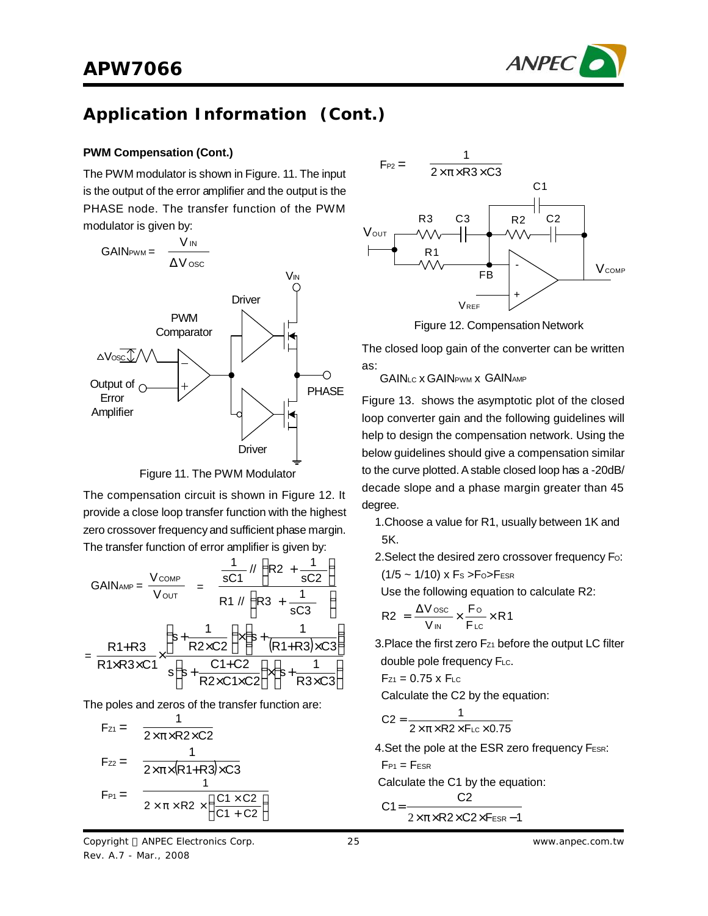## Application Information (Cont.)

### PWM Compensation (Cont.)

The PWM modulator is shown in Figure. 11. The input is the output of the error amplifier and the output is the PHASE node. The transfer function of the PWM modulator is given by:

$$GAIN_{PWM} = \frac{V_{IN}}{\Delta V_{OSC}}$$

Figure 11. The PWM Modulator

The compensation circuit is shown in Figure 12. It provide a close loop transfer function with the highest zero crossover frequency and sufficient phase margin. The transfer function of error amplifier is given by:

$$GAIN_{AMP} = \frac{V_{COMP}}{V_{OUT}} = \frac{\frac{1}{sC1} // \left(R2 + \frac{1}{sC2}\right)}{R1 // \left(R3 + \frac{1}{sC3}\right)}$$

$$= \frac{R1+R3}{R1 \times R3 \times C1} \times \frac{\left(s + \frac{1}{R2 \times C2}\right) \times \left(s + \frac{1}{(R1+R3) \times C3}\right)}{s\left(s + \frac{C1+C2}{R2 \times C1 \times C2}\right) \times \left(s + \frac{1}{R3 \times C3}\right)}$$

The poles and zeros of the transfer function are:

$$F_{Z1} = \frac{1}{2 \times \pi \times R2 \times C2}$$

$$F_{Z2} = \frac{1}{2 \times \pi \times (R1+R3) \times C3}$$

$$F_{P1} = \frac{1}{2 \times \pi \times R2 \times \left(\frac{C1 \times C2}{C1 + C2}\right)}$$

$$F_{P2} = \frac{1}{2 \times \pi \times R3 \times C3}$$

Figure 12. Compensation Network

The closed loop gain of the converter can be written as:

$GAIN_{LC}$ x $GAIN_{PWM}$ x $GAIN_{AMP}$

Figure 13. shows the asymptotic plot of the closed loop converter gain and the following guidelines will help to design the compensation network. Using the below guidelines should give a compensation similar to the curve plotted. A stable closed loop has a -20dB/ decade slope and a phase margin greater than 45 degree.

1. Choose a value for R1, usually between 1K and 5K.

2. Select the desired zero crossover frequency $F_O$:

   $(1/5 \sim 1/10) \times F_S > F_O > F_{ESR}$

   Use the following equation to calculate R2:

   $$R2 = \frac{\Delta V_{OSC}}{V_{IN}} \times \frac{F_O}{F_{LC}} \times R1$$

3. Place the first zero $F_{Z1}$ before the output LC filter double pole frequency $F_{LC}$.

   $F_{Z1} = 0.75 \times F_{LC}$

   Calculate the C2 by the equation:

   $$C2 = \frac{1}{2 \times \pi \times R2 \times F_{LC} \times 0.75}$$

4. Set the pole at the ESR zero frequency $F_{ESR}$:

   $F_{P1} = F_{ESR}$

   Calculate the C1 by the equation:

   $$C1 = \frac{C2}{2 \times \pi \times R2 \times C2 \times F_{ESR} - 1}$$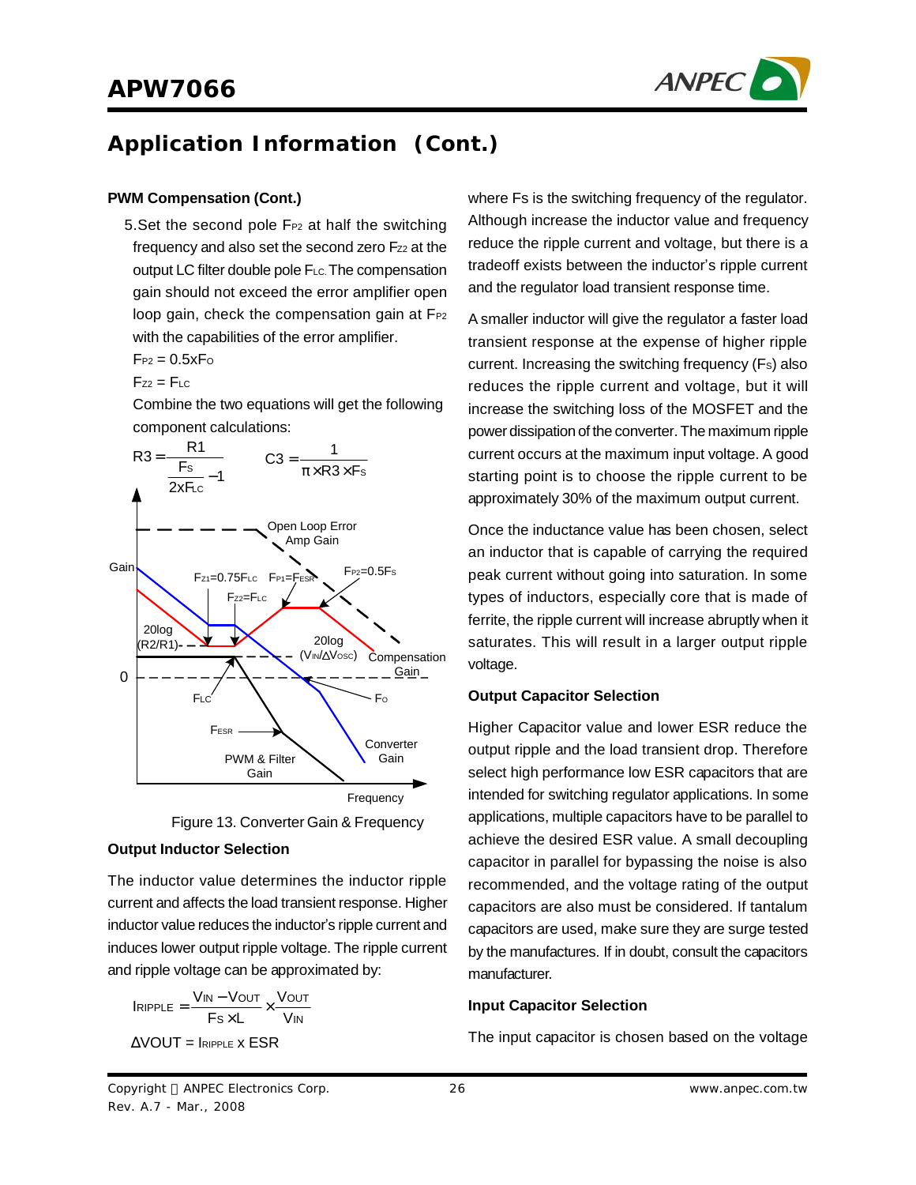## Application Information (Cont.)

### PWM Compensation (Cont.)

5. Set the second pole $F_{P2}$ at half the switching frequency and also set the second zero $F_{Z2}$ at the output LC filter double pole $F_{LC}$. The compensation gain should not exceed the error amplifier open loop gain, check the compensation gain at $F_{P2}$ with the capabilities of the error amplifier.

   $F_{P2} = 0.5xF_O$

   $F_{Z2} = F_{LC}$

   Combine the two equations will get the following component calculations:

$$R3 = \frac{R1}{\frac{F_S}{2xF_{LC}} - 1} \qquad C3 = \frac{1}{\pi \times R3 \times F_S}$$

Figure 13. Converter Gain & Frequency

### Output Inductor Selection

The inductor value determines the inductor ripple current and affects the load transient response. Higher inductor value reduces the inductor's ripple current and induces lower output ripple voltage. The ripple current and ripple voltage can be approximated by:

$$I_{RIPPLE} = \frac{V_{IN} - V_{OUT}}{F_S \times L} \times \frac{V_{OUT}}{V_{IN}}$$

$$\Delta VOUT = I_{RIPPLE} \text{ x ESR}$$

where Fs is the switching frequency of the regulator. Although increase the inductor value and frequency reduce the ripple current and voltage, but there is a tradeoff exists between the inductor's ripple current and the regulator load transient response time.

A smaller inductor will give the regulator a faster load transient response at the expense of higher ripple current. Increasing the switching frequency ($F_S$) also reduces the ripple current and voltage, but it will increase the switching loss of the MOSFET and the power dissipation of the converter. The maximum ripple current occurs at the maximum input voltage. A good starting point is to choose the ripple current to be approximately 30% of the maximum output current.

Once the inductance value has been chosen, select an inductor that is capable of carrying the required peak current without going into saturation. In some types of inductors, especially core that is made of ferrite, the ripple current will increase abruptly when it saturates. This will result in a larger output ripple voltage.

### Output Capacitor Selection

Higher Capacitor value and lower ESR reduce the output ripple and the load transient drop. Therefore select high performance low ESR capacitors that are intended for switching regulator applications. In some applications, multiple capacitors have to be parallel to achieve the desired ESR value. A small decoupling capacitor in parallel for bypassing the noise is also recommended, and the voltage rating of the output capacitors are also must be considered. If tantalum capacitors are used, make sure they are surge tested by the manufactures. If in doubt, consult the capacitors manufacturer.

### Input Capacitor Selection

The input capacitor is chosen based on the voltage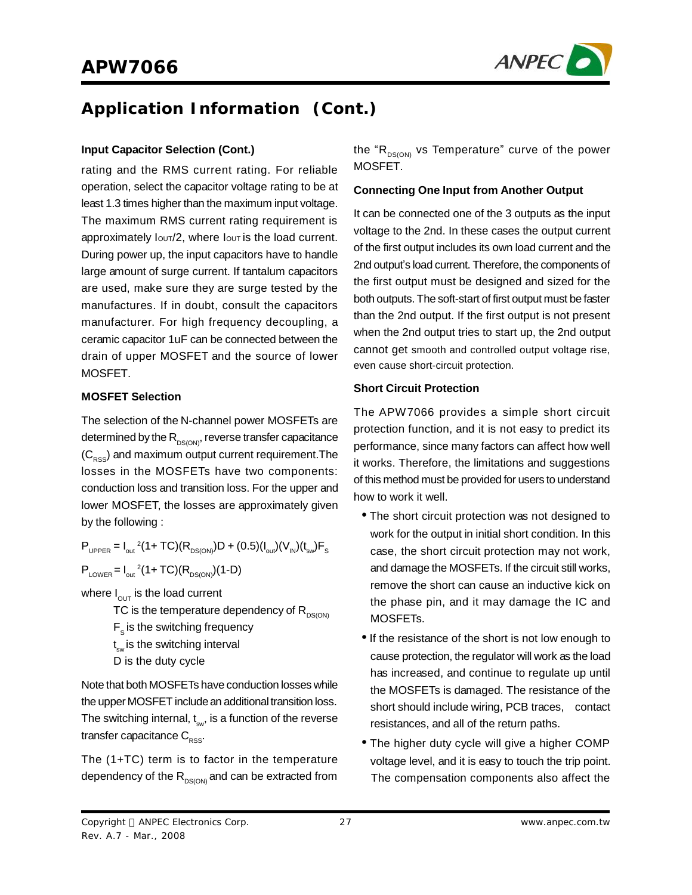## Application Information (Cont.)

### Input Capacitor Selection (Cont.)

rating and the RMS current rating. For reliable operation, select the capacitor voltage rating to be at least 1.3 times higher than the maximum input voltage. The maximum RMS current rating requirement is approximately $I_{OUT}/2$, where $I_{OUT}$ is the load current. During power up, the input capacitors have to handle large amount of surge current. If tantalum capacitors are used, make sure they are surge tested by the manufactures. If in doubt, consult the capacitors manufacturer. For high frequency decoupling, a ceramic capacitor 1uF can be connected between the drain of upper MOSFET and the source of lower MOSFET.

### MOSFET Selection

The selection of the N-channel power MOSFETs are determined by the $R_{DS(ON)}$, reverse transfer capacitance ($C_{RSS}$) and maximum output current requirement.The losses in the MOSFETs have two components: conduction loss and transition loss. For the upper and lower MOSFET, the losses are approximately given by the following :

$$P_{UPPER} = I_{out}^{2}(1+TC)(R_{DS(ON)})D + (0.5)(I_{out})(V_{IN})(t_{sw})F_S$$

$$P_{LOWER} = I_{out}^{2}(1+TC)(R_{DS(ON)})(1-D)$$

where $I_{OUT}$ is the load current

TC is the temperature dependency of $R_{DS(ON)}$

$F_S$ is the switching frequency

$t_{sw}$ is the switching interval

D is the duty cycle

Note that both MOSFETs have conduction losses while the upper MOSFET include an additional transition loss. The switching internal, $t_{sw}$, is a function of the reverse transfer capacitance $C_{RSS}$.

The (1+TC) term is to factor in the temperature dependency of the $R_{DS(ON)}$ and can be extracted from the "$R_{DS(ON)}$ vs Temperature" curve of the power MOSFET.

### Connecting One Input from Another Output

It can be connected one of the 3 outputs as the input voltage to the 2nd. In these cases the output current of the first output includes its own load current and the 2nd output's load current. Therefore, the components of the first output must be designed and sized for the both outputs. The soft-start of first output must be faster than the 2nd output. If the first output is not present when the 2nd output tries to start up, the 2nd output cannot get smooth and controlled output voltage rise, even cause short-circuit protection.

### Short Circuit Protection

The APW7066 provides a simple short circuit protection function, and it is not easy to predict its performance, since many factors can affect how well it works. Therefore, the limitations and suggestions of this method must be provided for users to understand how to work it well.

- The short circuit protection was not designed to work for the output in initial short condition. In this case, the short circuit protection may not work, and damage the MOSFETs. If the circuit still works, remove the short can cause an inductive kick on the phase pin, and it may damage the IC and MOSFETs.
- If the resistance of the short is not low enough to cause protection, the regulator will work as the load has increased, and continue to regulate up until the MOSFETs is damaged. The resistance of the short should include wiring, PCB traces, contact resistances, and all of the return paths.
- The higher duty cycle will give a higher COMP voltage level, and it is easy to touch the trip point. The compensation components also affect the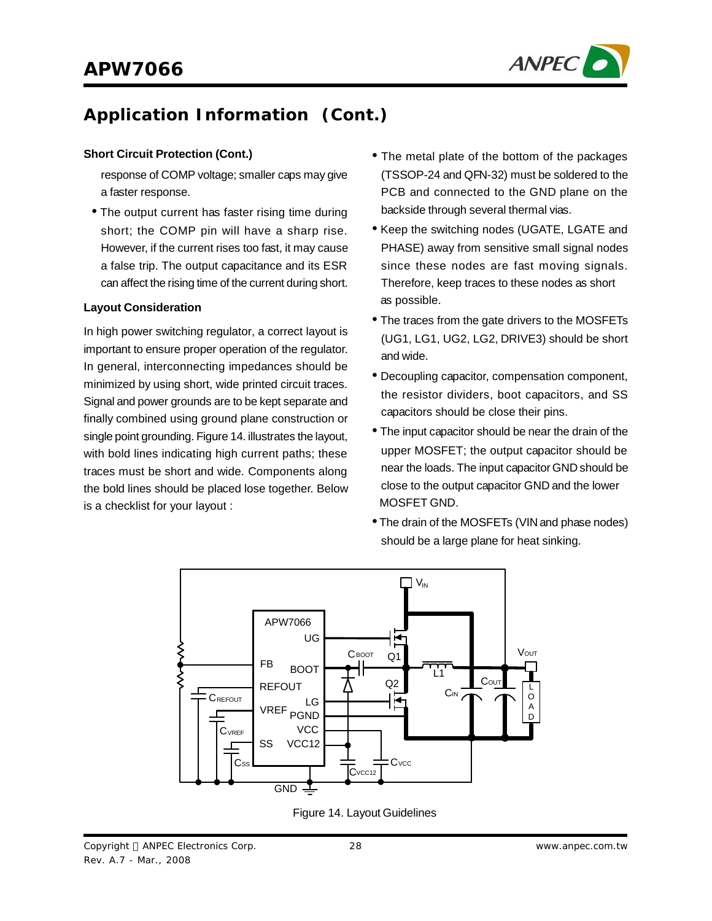## Application Information (Cont.)

### Short Circuit Protection (Cont.)

response of COMP voltage; smaller caps may give a faster response.

- The output current has faster rising time during short; the COMP pin will have a sharp rise. However, if the current rises too fast, it may cause a false trip. The output capacitance and its ESR can affect the rising time of the current during short.

### Layout Consideration

In high power switching regulator, a correct layout is important to ensure proper operation of the regulator. In general, interconnecting impedances should be minimized by using short, wide printed circuit traces. Signal and power grounds are to be kept separate and finally combined using ground plane construction or single point grounding. Figure 14. illustrates the layout, with bold lines indicating high current paths; these traces must be short and wide. Components along the bold lines should be placed lose together. Below is a checklist for your layout :

- The metal plate of the bottom of the packages (TSSOP-24 and QFN-32) must be soldered to the PCB and connected to the GND plane on the backside through several thermal vias.
- Keep the switching nodes (UGATE, LGATE and PHASE) away from sensitive small signal nodes since these nodes are fast moving signals. Therefore, keep traces to these nodes as short as possible.
- The traces from the gate drivers to the MOSFETs (UG1, LG1, UG2, LG2, DRIVE3) should be short and wide.
- Decoupling capacitor, compensation component, the resistor dividers, boot capacitors, and SS capacitors should be close their pins.
- The input capacitor should be near the drain of the upper MOSFET; the output capacitor should be near the loads. The input capacitor GND should be close to the output capacitor GND and the lower MOSFET GND.
- The drain of the MOSFETs (VIN and phase nodes) should be a large plane for heat sinking.

Figure 14. Layout Guidelines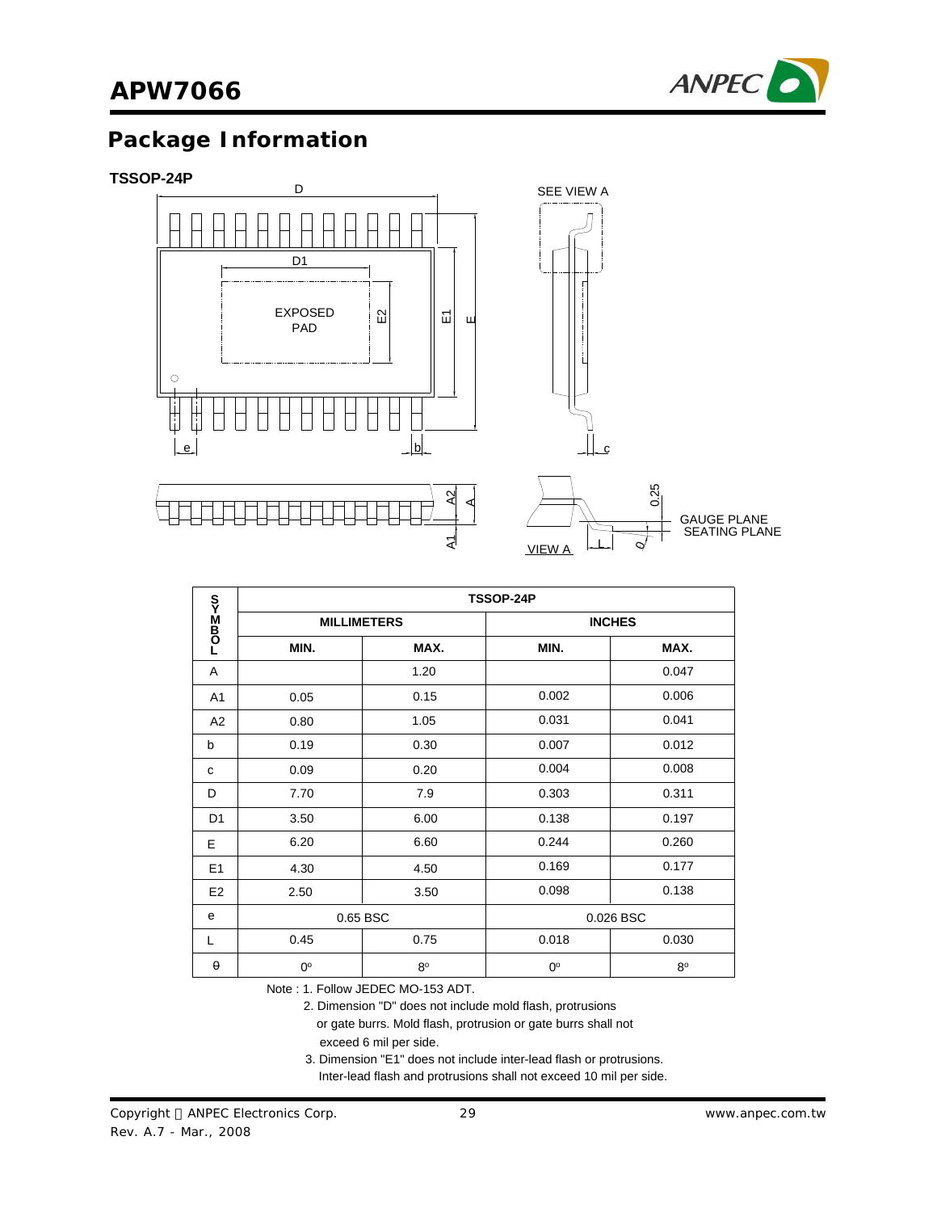## Package Information

**TSSOP-24P**

| SYMBOL | TSSOP-24P | | | |
|---|---|---|---|---|
| | MILLIMETERS | | INCHES | |
| | MIN. | MAX. | MIN. | MAX. |
| A | | 1.20 | | 0.047 |
| A1 | 0.05 | 0.15 | 0.002 | 0.006 |
| A2 | 0.80 | 1.05 | 0.031 | 0.041 |
| b | 0.19 | 0.30 | 0.007 | 0.012 |
| c | 0.09 | 0.20 | 0.004 | 0.008 |
| D | 7.70 | 7.9 | 0.303 | 0.311 |
| D1 | 3.50 | 6.00 | 0.138 | 0.197 |
| E | 6.20 | 6.60 | 0.244 | 0.260 |
| E1 | 4.30 | 4.50 | 0.169 | 0.177 |
| E2 | 2.50 | 3.50 | 0.098 | 0.138 |
| e | 0.65 BSC | | 0.026 BSC | |
| L | 0.45 | 0.75 | 0.018 | 0.030 |
| θ | 0° | 8° | 0° | 8° |

Note : 1. Follow JEDEC MO-153 ADT.

2. Dimension "D" does not include mold flash, protrusions or gate burrs. Mold flash, protrusion or gate burrs shall not exceed 6 mil per side.

3. Dimension "E1" does not include inter-lead flash or protrusions. Inter-lead flash and protrusions shall not exceed 10 mil per side.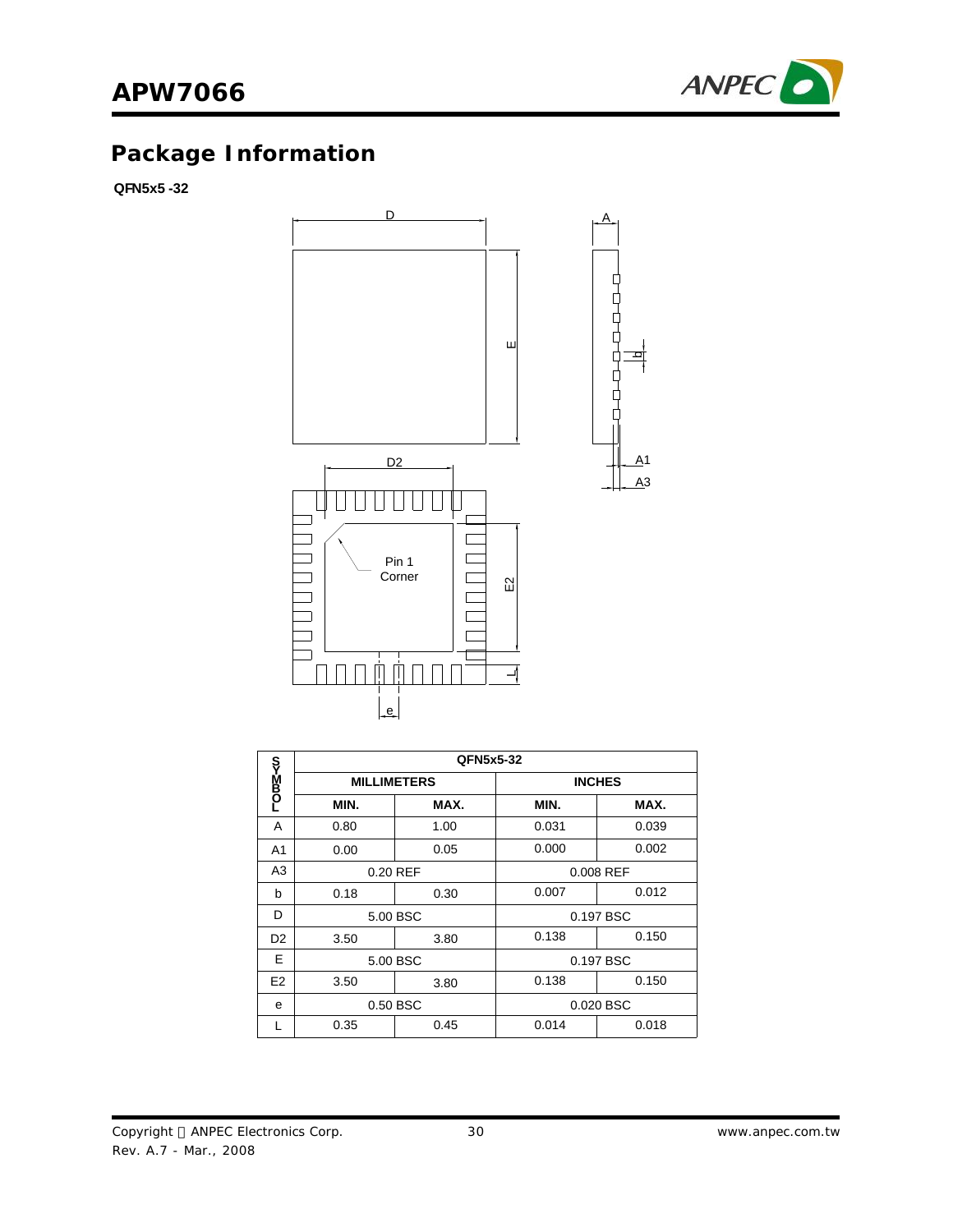## Package Information

**QFN5x5 -32**

| SYMBOL | QFN5x5-32 | | | |
|---|---|---|---|---|
| | MILLIMETERS | | INCHES | |
| | MIN. | MAX. | MIN. | MAX. |
| A | 0.80 | 1.00 | 0.031 | 0.039 |
| A1 | 0.00 | 0.05 | 0.000 | 0.002 |
| A3 | 0.20 REF | | 0.008 REF | |
| b | 0.18 | 0.30 | 0.007 | 0.012 |
| D | 5.00 BSC | | 0.197 BSC | |
| D2 | 3.50 | 3.80 | 0.138 | 0.150 |
| E | 5.00 BSC | | 0.197 BSC | |
| E2 | 3.50 | 3.80 | 0.138 | 0.150 |
| e | 0.50 BSC | | 0.020 BSC | |
| L | 0.35 | 0.45 | 0.014 | 0.018 |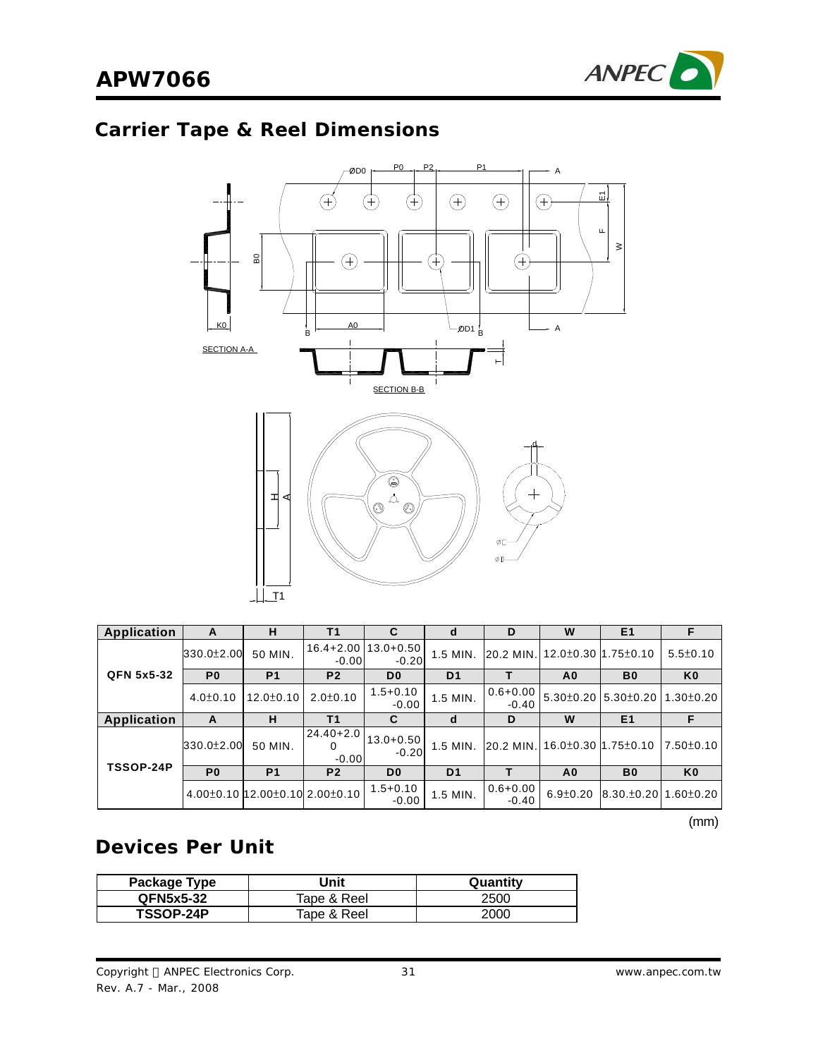## Carrier Tape & Reel Dimensions

| Application | A | H | T1 | C | d | D | W | E1 | F |
|---|---|---|---|---|---|---|---|---|---|
| QFN 5x5-32 | 330.0±2.00 | 50 MIN. | 16.4+2.00 -0.00 | 13.0+0.50 -0.20 | 1.5 MIN. | 20.2 MIN. | 12.0±0.30 | 1.75±0.10 | 5.5±0.10 |
| | P0 | P1 | P2 | D0 | D1 | T | A0 | B0 | K0 |
| | 4.0±0.10 | 12.0±0.10 | 2.0±0.10 | 1.5+0.10 -0.00 | 1.5 MIN. | 0.6+0.00 -0.40 | 5.30±0.20 | 5.30±0.20 | 1.30±0.20 |
| Application | A | H | T1 | C | d | D | W | E1 | F |
| TSSOP-24P | 330.0±2.00 | 50 MIN. | 24.40+2.00 -0.00 | 13.0+0.50 -0.20 | 1.5 MIN. | 20.2 MIN. | 16.0±0.30 | 1.75±0.10 | 7.50±0.10 |
| | P0 | P1 | P2 | D0 | D1 | T | A0 | B0 | K0 |
| | 4.00±0.10 | 12.00±0.10 | 2.00±0.10 | 1.5+0.10 -0.00 | 1.5 MIN. | 0.6+0.00 -0.40 | 6.9±0.20 | 8.30.±0.20 | 1.60±0.20 |

(mm)

## Devices Per Unit

| Package Type | Unit | Quantity |
|---|---|---|
| QFN5x5-32 | Tape & Reel | 2500 |
| TSSOP-24P | Tape & Reel | 2000 |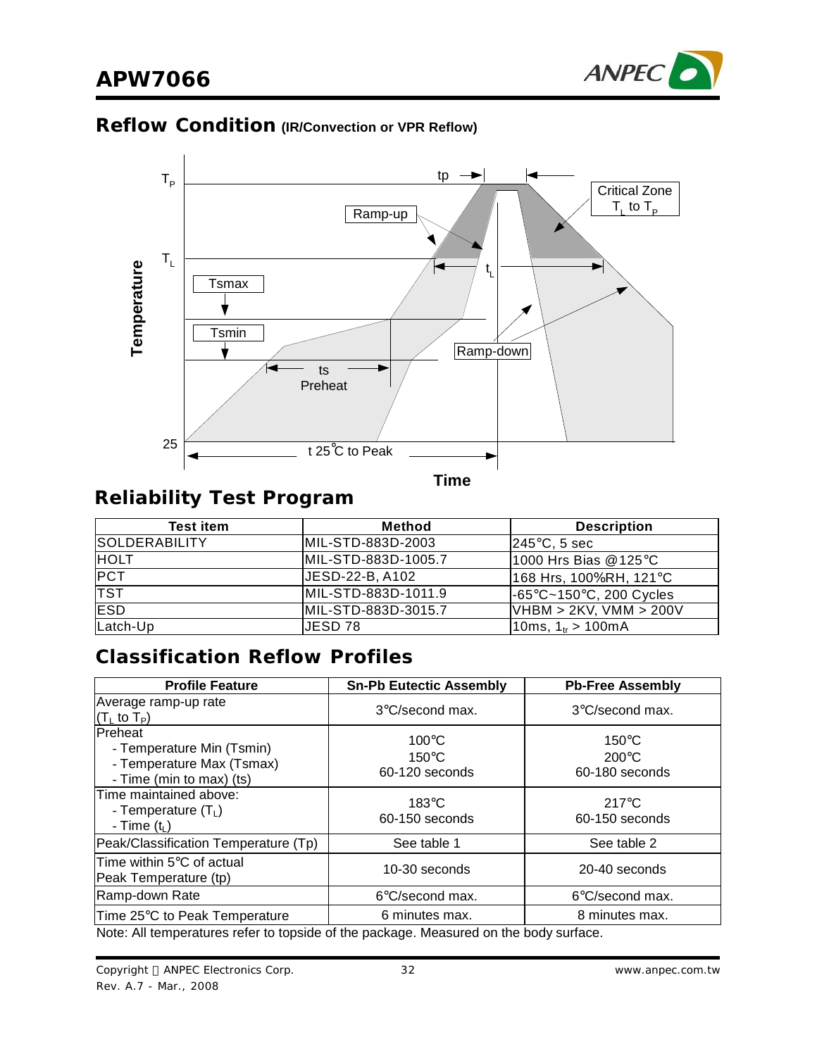## Reflow Condition (IR/Convection or VPR Reflow)

## Reliability Test Program

| Test item | Method | Description |
|---|---|---|
| SOLDERABILITY | MIL-STD-883D-2003 | 245°C, 5 sec |
| HOLT | MIL-STD-883D-1005.7 | 1000 Hrs Bias @125°C |
| PCT | JESD-22-B, A102 | 168 Hrs, 100%RH, 121°C |
| TST | MIL-STD-883D-1011.9 | -65°C~150°C, 200 Cycles |
| ESD | MIL-STD-883D-3015.7 | VHBM > 2KV, VMM > 200V |
| Latch-Up | JESD 78 | 10ms, $1_{tr}$ > 100mA |

## Classification Reflow Profiles

| Profile Feature | Sn-Pb Eutectic Assembly | Pb-Free Assembly |
|---|---|---|
| Average ramp-up rate ($T_L$ to $T_P$) | 3°C/second max. | 3°C/second max. |
| Preheat<br>- Temperature Min (Tsmin)<br>- Temperature Max (Tsmax)<br>- Time (min to max) (ts) | 100°C<br>150°C<br>60-120 seconds | 150°C<br>200°C<br>60-180 seconds |
| Time maintained above:<br>- Temperature ($T_L$)<br>- Time ($t_L$) | 183°C<br>60-150 seconds | 217°C<br>60-150 seconds |
| Peak/Classification Temperature (Tp) | See table 1 | See table 2 |
| Time within 5°C of actual Peak Temperature (tp) | 10-30 seconds | 20-40 seconds |
| Ramp-down Rate | 6°C/second max. | 6°C/second max. |
| Time 25°C to Peak Temperature | 6 minutes max. | 8 minutes max. |

Note: All temperatures refer to topside of the package. Measured on the body surface.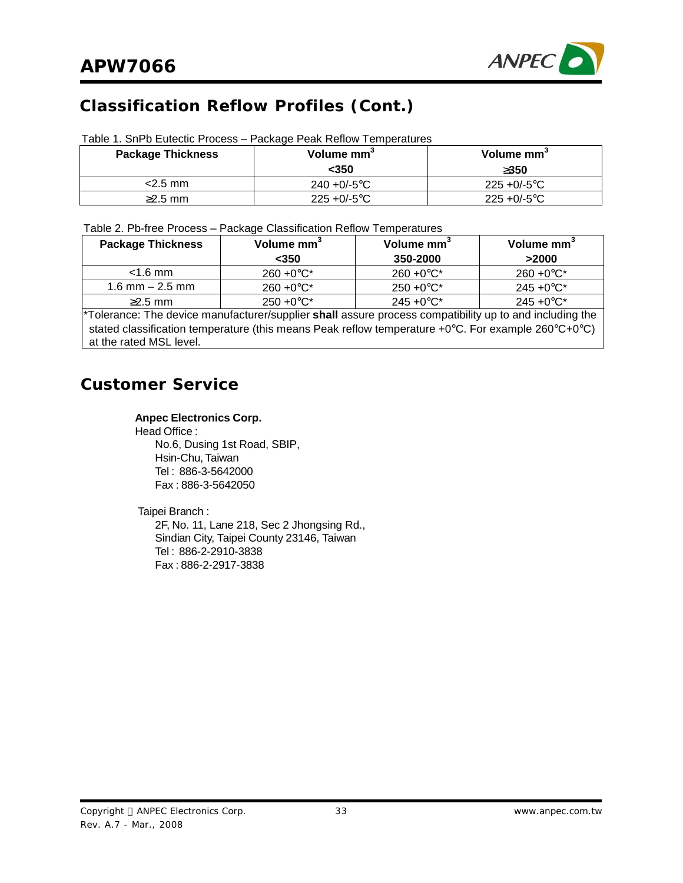## Classification Reflow Profiles (Cont.)

Table 1. SnPb Eutectic Process – Package Peak Reflow Temperatures

| Package Thickness | Volume mm³ <350 | Volume mm³ ≥350 |
|---|---|---|
| <2.5 mm | 240 +0/-5°C | 225 +0/-5°C |
| ≥2.5 mm | 225 +0/-5°C | 225 +0/-5°C |

Table 2. Pb-free Process – Package Classification Reflow Temperatures

| Package Thickness | Volume mm³ <350 | Volume mm³ 350-2000 | Volume mm³ >2000 |
|---|---|---|---|
| <1.6 mm | 260 +0°C* | 260 +0°C* | 260 +0°C* |
| 1.6 mm – 2.5 mm | 260 +0°C* | 250 +0°C* | 245 +0°C* |
| ≥2.5 mm | 250 +0°C* | 245 +0°C* | 245 +0°C* |

*Tolerance: The device manufacturer/supplier **shall** assure process compatibility up to and including the stated classification temperature (this means Peak reflow temperature +0°C. For example 260°C+0°C) at the rated MSL level.

## Customer Service

**Anpec Electronics Corp.**

Head Office :

No.6, Dusing 1st Road, SBIP,
Hsin-Chu, Taiwan
Tel : 886-3-5642000
Fax : 886-3-5642050

Taipei Branch :

2F, No. 11, Lane 218, Sec 2 Jhongsing Rd.,
Sindian City, Taipei County 23146, Taiwan
Tel : 886-2-2910-3838
Fax : 886-2-2917-3838